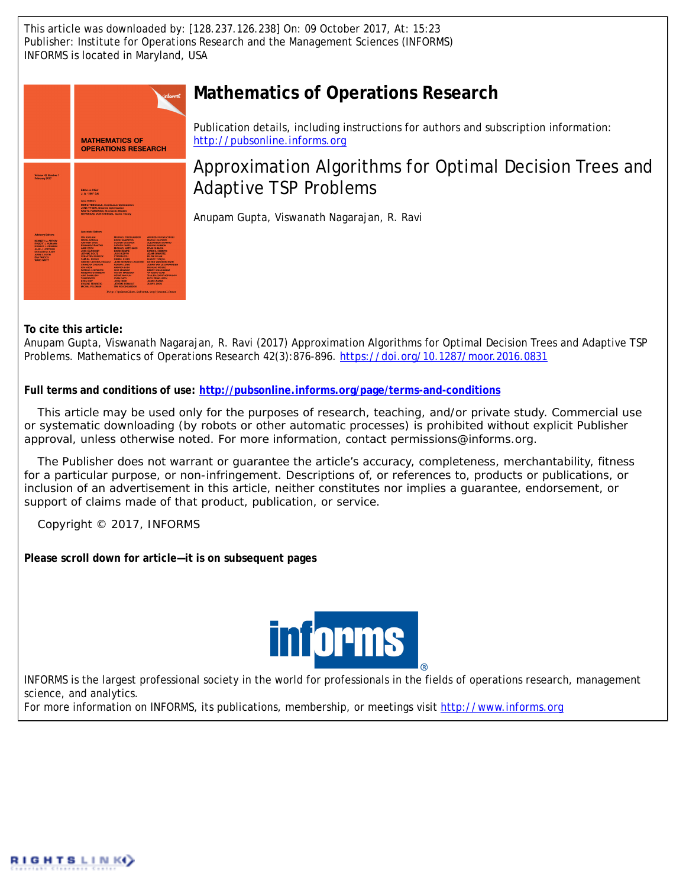This article was downloaded by: [128.237.126.238] On: 09 October 2017, At: 15:23
Publisher: Institute for Operations Research and the Management Sciences (INFORMS)
INFORMS is located in Maryland, USA

# Mathematics of Operations Research

Publication details, including instructions for authors and subscription information:
http://pubsonline.informs.org

## Approximation Algorithms for Optimal Decision Trees and Adaptive TSP Problems

Anupam Gupta, Viswanath Nagarajan, R. Ravi

**To cite this article:**
Anupam Gupta, Viswanath Nagarajan, R. Ravi (2017) Approximation Algorithms for Optimal Decision Trees and Adaptive TSP Problems. Mathematics of Operations Research 42(3):876-896. https://doi.org/10.1287/moor.2016.0831

**Full terms and conditions of use: http://pubsonline.informs.org/page/terms-and-conditions**

This article may be used only for the purposes of research, teaching, and/or private study. Commercial use or systematic downloading (by robots or other automatic processes) is prohibited without explicit Publisher approval, unless otherwise noted. For more information, contact permissions@informs.org.

The Publisher does not warrant or guarantee the article's accuracy, completeness, merchantability, fitness for a particular purpose, or non-infringement. Descriptions of, or references to, products or publications, or inclusion of an advertisement in this article, neither constitutes nor implies a guarantee, endorsement, or support of claims made of that product, publication, or service.

Copyright © 2017, INFORMS

**Please scroll down for article—it is on subsequent pages**

INFORMS is the largest professional society in the world for professionals in the fields of operations research, management science, and analytics.
For more information on INFORMS, its publications, membership, or meetings visit http://www.informs.org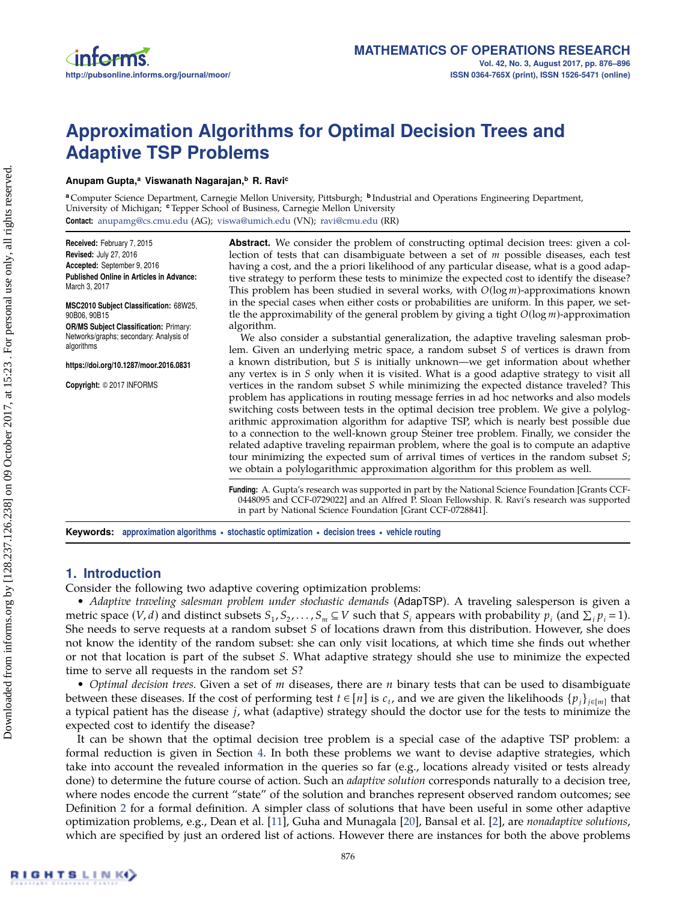# Approximation Algorithms for Optimal Decision Trees and Adaptive TSP Problems

**Anupam Gupta,[a] Viswanath Nagarajan,[b] R. Ravi[c]**

[a] Computer Science Department, Carnegie Mellon University, Pittsburgh; [b] Industrial and Operations Engineering Department, University of Michigan; [c] Tepper School of Business, Carnegie Mellon University

**Contact:** anupamg@cs.cmu.edu (AG); viswa@umich.edu (VN); ravi@cmu.edu (RR)

**Received:** February 7, 2015
**Revised:** July 27, 2016
**Accepted:** September 9, 2016
**Published Online in Articles in Advance:** March 3, 2017

**MSC2010 Subject Classification:** 68W25, 90B06, 90B15
**OR/MS Subject Classification:** Primary: Networks/graphs; secondary: Analysis of algorithms

**https://doi.org/10.1287/moor.2016.0831**

**Copyright:** © 2017 INFORMS

**Abstract.** We consider the problem of constructing optimal decision trees: given a collection of tests that can disambiguate between a set of $m$ possible diseases, each test having a cost, and the a priori likelihood of any particular disease, what is a good adaptive strategy to perform these tests to minimize the expected cost to identify the disease? This problem has been studied in several works, with $O(\log m)$-approximations known in the special cases when either costs or probabilities are uniform. In this paper, we settle the approximability of the general problem by giving a tight $O(\log m)$-approximation algorithm.

We also consider a substantial generalization, the adaptive traveling salesman problem. Given an underlying metric space, a random subset $S$ of vertices is drawn from a known distribution, but $S$ is initially unknown—we get information about whether any vertex is in $S$ only when it is visited. What is a good adaptive strategy to visit all vertices in the random subset $S$ while minimizing the expected distance traveled? This problem has applications in routing message ferries in ad hoc networks and also models switching costs between tests in the optimal decision tree problem. We give a polylogarithmic approximation algorithm for adaptive TSP, which is nearly best possible due to a connection to the well-known group Steiner tree problem. Finally, we consider the related adaptive traveling repairman problem, where the goal is to compute an adaptive tour minimizing the expected sum of arrival times of vertices in the random subset $S$; we obtain a polylogarithmic approximation algorithm for this problem as well.

**Funding:** A. Gupta's research was supported in part by the National Science Foundation [Grants CCF-0448095 and CCF-0729022] and an Alfred P. Sloan Fellowship. R. Ravi's research was supported in part by National Science Foundation [Grant CCF-0728841].

**Keywords:** approximation algorithms • stochastic optimization • decision trees • vehicle routing

## 1. Introduction

Consider the following two adaptive covering optimization problems:

- *Adaptive traveling salesman problem under stochastic demands* (AdapTSP). A traveling salesperson is given a metric space $(V, d)$ and distinct subsets $S_1, S_2, \ldots, S_m \subseteq V$ such that $S_i$ appears with probability $p_i$ (and $\sum_i p_i = 1$). She needs to serve requests at a random subset $S$ of locations drawn from this distribution. However, she does not know the identity of the random subset: she can only visit locations, at which time she finds out whether or not that location is part of the subset $S$. What adaptive strategy should she use to minimize the expected time to serve all requests in the random set $S$?
- *Optimal decision trees.* Given a set of $m$ diseases, there are $n$ binary tests that can be used to disambiguate between these diseases. If the cost of performing test $t \in [n]$ is $c_t$, and we are given the likelihoods $\{p_j\}_{j \in [m]}$ that a typical patient has the disease $j$, what (adaptive) strategy should the doctor use for the tests to minimize the expected cost to identify the disease?

It can be shown that the optimal decision tree problem is a special case of the adaptive TSP problem: a formal reduction is given in Section 4. In both these problems we want to devise adaptive strategies, which take into account the revealed information in the queries so far (e.g., locations already visited or tests already done) to determine the future course of action. Such an *adaptive solution* corresponds naturally to a decision tree, where nodes encode the current "state" of the solution and branches represent observed random outcomes; see Definition 2 for a formal definition. A simpler class of solutions that have been useful in some other adaptive optimization problems, e.g., Dean et al. [11], Guha and Munagala [20], Bansal et al. [2], are *nonadaptive solutions*, which are specified by just an ordered list of actions. However there are instances for both the above problems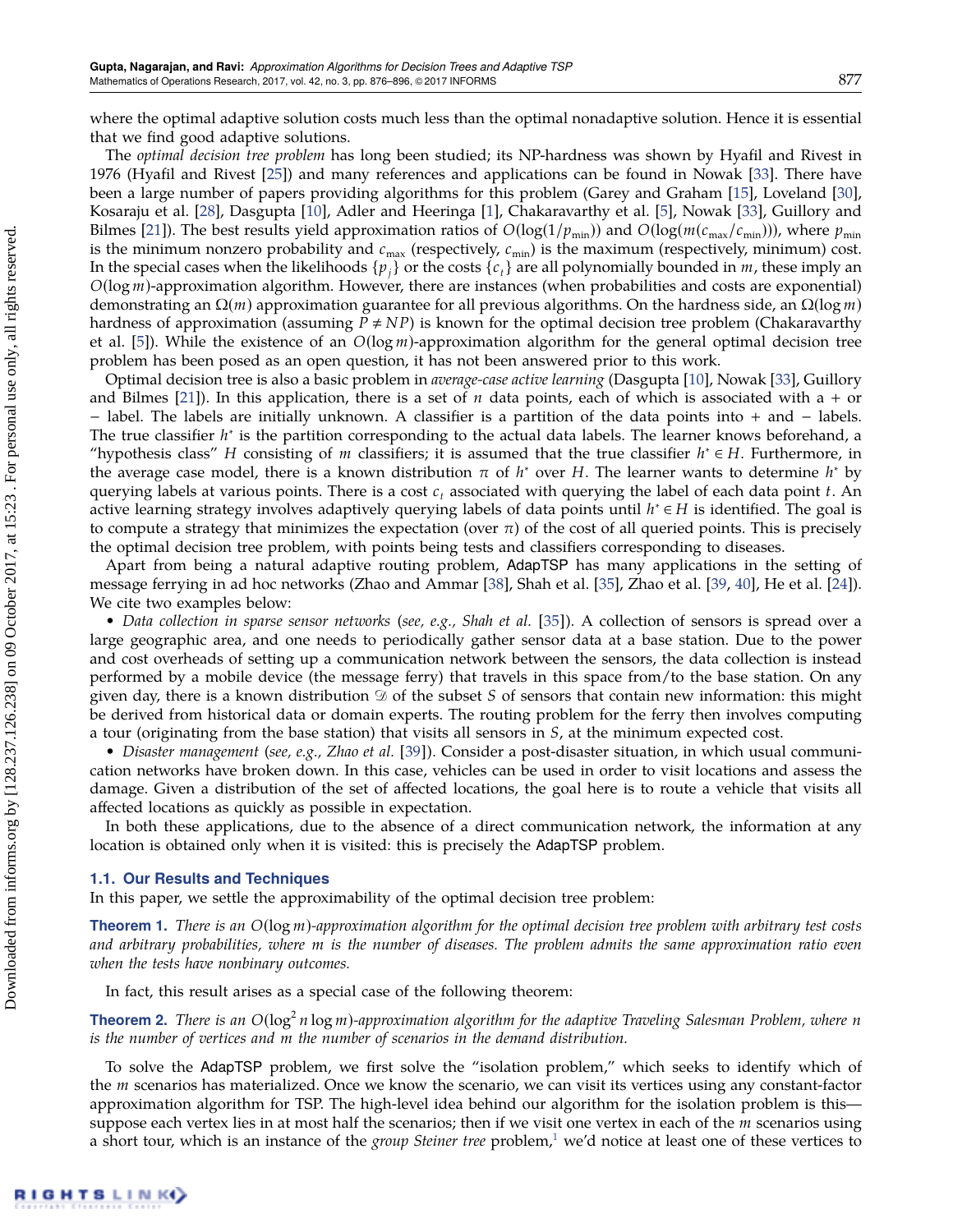where the optimal adaptive solution costs much less than the optimal nonadaptive solution. Hence it is essential that we find good adaptive solutions.

The *optimal decision tree problem* has long been studied; its NP-hardness was shown by Hyafil and Rivest in 1976 (Hyafil and Rivest [25]) and many references and applications can be found in Nowak [33]. There have been a large number of papers providing algorithms for this problem (Garey and Graham [15], Loveland [30], Kosaraju et al. [28], Dasgupta [10], Adler and Heeringa [1], Chakaravarthy et al. [5], Nowak [33], Guillory and Bilmes [21]). The best results yield approximation ratios of $O(\log(1/p_{\min}))$ and $O(\log(m(c_{\max}/c_{\min})))$, where $p_{\min}$ is the minimum nonzero probability and $c_{\max}$ (respectively, $c_{\min}$) is the maximum (respectively, minimum) cost. In the special cases when the likelihoods $\{p_j\}$ or the costs $\{c_t\}$ are all polynomially bounded in $m$, these imply an $O(\log m)$-approximation algorithm. However, there are instances (when probabilities and costs are exponential) demonstrating an $\Omega(m)$ approximation guarantee for all previous algorithms. On the hardness side, an $\Omega(\log m)$ hardness of approximation (assuming $P \neq NP$) is known for the optimal decision tree problem (Chakaravarthy et al. [5]). While the existence of an $O(\log m)$-approximation algorithm for the general optimal decision tree problem has been posed as an open question, it has not been answered prior to this work.

Optimal decision tree is also a basic problem in *average-case active learning* (Dasgupta [10], Nowak [33], Guillory and Bilmes [21]). In this application, there is a set of $n$ data points, each of which is associated with a + or − label. The labels are initially unknown. A classifier is a partition of the data points into + and − labels. The true classifier $h^*$ is the partition corresponding to the actual data labels. The learner knows beforehand, a "hypothesis class" $H$ consisting of $m$ classifiers; it is assumed that the true classifier $h^* \in H$. Furthermore, in the average case model, there is a known distribution $\pi$ of $h^*$ over $H$. The learner wants to determine $h^*$ by querying labels at various points. There is a cost $c_t$ associated with querying the label of each data point $t$. An active learning strategy involves adaptively querying labels of data points until $h^* \in H$ is identified. The goal is to compute a strategy that minimizes the expectation (over $\pi$) of the cost of all queried points. This is precisely the optimal decision tree problem, with points being tests and classifiers corresponding to diseases.

Apart from being a natural adaptive routing problem, AdapTSP has many applications in the setting of message ferrying in ad hoc networks (Zhao and Ammar [38], Shah et al. [35], Zhao et al. [39, 40], He et al. [24]). We cite two examples below:

- *Data collection in sparse sensor networks* (*see, e.g., Shah et al.* [35]). A collection of sensors is spread over a large geographic area, and one needs to periodically gather sensor data at a base station. Due to the power and cost overheads of setting up a communication network between the sensors, the data collection is instead performed by a mobile device (the message ferry) that travels in this space from/to the base station. On any given day, there is a known distribution $\mathcal{D}$ of the subset $S$ of sensors that contain new information: this might be derived from historical data or domain experts. The routing problem for the ferry then involves computing a tour (originating from the base station) that visits all sensors in $S$, at the minimum expected cost.
- *Disaster management* (*see, e.g., Zhao et al.* [39]). Consider a post-disaster situation, in which usual communication networks have broken down. In this case, vehicles can be used in order to visit locations and assess the damage. Given a distribution of the set of affected locations, the goal here is to route a vehicle that visits all affected locations as quickly as possible in expectation.

In both these applications, due to the absence of a direct communication network, the information at any location is obtained only when it is visited: this is precisely the AdapTSP problem.

### 1.1. Our Results and Techniques

In this paper, we settle the approximability of the optimal decision tree problem:

**Theorem 1.** *There is an $O(\log m)$-approximation algorithm for the optimal decision tree problem with arbitrary test costs and arbitrary probabilities, where $m$ is the number of diseases. The problem admits the same approximation ratio even when the tests have nonbinary outcomes.*

In fact, this result arises as a special case of the following theorem:

**Theorem 2.** *There is an $O(\log^2 n \log m)$-approximation algorithm for the adaptive Traveling Salesman Problem, where $n$ is the number of vertices and $m$ the number of scenarios in the demand distribution.*

To solve the AdapTSP problem, we first solve the "isolation problem," which seeks to identify which of the $m$ scenarios has materialized. Once we know the scenario, we can visit its vertices using any constant-factor approximation algorithm for TSP. The high-level idea behind our algorithm for the isolation problem is this—suppose each vertex lies in at most half the scenarios; then if we visit one vertex in each of the $m$ scenarios using a short tour, which is an instance of the *group Steiner tree* problem,[1] we'd notice at least one of these vertices to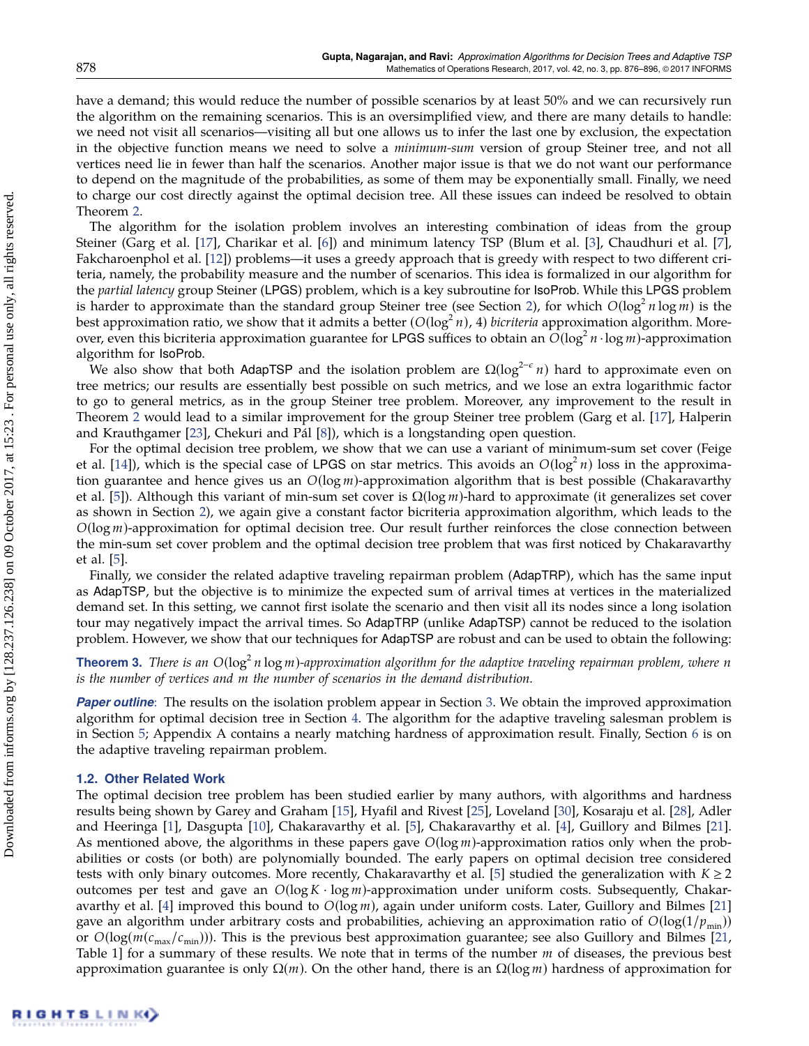have a demand; this would reduce the number of possible scenarios by at least 50% and we can recursively run the algorithm on the remaining scenarios. This is an oversimplified view, and there are many details to handle: we need not visit all scenarios—visiting all but one allows us to infer the last one by exclusion, the expectation in the objective function means we need to solve a *minimum-sum* version of group Steiner tree, and not all vertices need lie in fewer than half the scenarios. Another major issue is that we do not want our performance to depend on the magnitude of the probabilities, as some of them may be exponentially small. Finally, we need to charge our cost directly against the optimal decision tree. All these issues can indeed be resolved to obtain Theorem 2.

The algorithm for the isolation problem involves an interesting combination of ideas from the group Steiner (Garg et al. [17], Charikar et al. [6]) and minimum latency TSP (Blum et al. [3], Chaudhuri et al. [7], Fakcharoenphol et al. [12]) problems—it uses a greedy approach that is greedy with respect to two different criteria, namely, the probability measure and the number of scenarios. This idea is formalized in our algorithm for the *partial latency* group Steiner (LPGS) problem, which is a key subroutine for IsoProb. While this LPGS problem is harder to approximate than the standard group Steiner tree (see Section 2), for which $O(\log^2 n \log m)$ is the best approximation ratio, we show that it admits a better $(O(\log^2 n), 4)$ *bicriteria* approximation algorithm. Moreover, even this bicriteria approximation guarantee for LPGS suffices to obtain an $O(\log^2 n \cdot \log m)$-approximation algorithm for IsoProb.

We also show that both AdapTSP and the isolation problem are $\Omega(\log^{2-\epsilon} n)$ hard to approximate even on tree metrics; our results are essentially best possible on such metrics, and we lose an extra logarithmic factor to go to general metrics, as in the group Steiner tree problem. Moreover, any improvement to the result in Theorem 2 would lead to a similar improvement for the group Steiner tree problem (Garg et al. [17], Halperin and Krauthgamer [23], Chekuri and Pál [8]), which is a longstanding open question.

For the optimal decision tree problem, we show that we can use a variant of minimum-sum set cover (Feige et al. [14]), which is the special case of LPGS on star metrics. This avoids an $O(\log^2 n)$ loss in the approximation guarantee and hence gives us an $O(\log m)$-approximation algorithm that is best possible (Chakaravarthy et al. [5]). Although this variant of min-sum set cover is $\Omega(\log m)$-hard to approximate (it generalizes set cover as shown in Section 2), we again give a constant factor bicriteria approximation algorithm, which leads to the $O(\log m)$-approximation for optimal decision tree. Our result further reinforces the close connection between the min-sum set cover problem and the optimal decision tree problem that was first noticed by Chakaravarthy et al. [5].

Finally, we consider the related adaptive traveling repairman problem (AdapTRP), which has the same input as AdapTSP, but the objective is to minimize the expected sum of arrival times at vertices in the materialized demand set. In this setting, we cannot first isolate the scenario and then visit all its nodes since a long isolation tour may negatively impact the arrival times. So AdapTRP (unlike AdapTSP) cannot be reduced to the isolation problem. However, we show that our techniques for AdapTSP are robust and can be used to obtain the following:

**Theorem 3.** *There is an $O(\log^2 n \log m)$-approximation algorithm for the adaptive traveling repairman problem, where $n$ is the number of vertices and $m$ the number of scenarios in the demand distribution.*

***Paper outline***: The results on the isolation problem appear in Section 3. We obtain the improved approximation algorithm for optimal decision tree in Section 4. The algorithm for the adaptive traveling salesman problem is in Section 5; Appendix A contains a nearly matching hardness of approximation result. Finally, Section 6 is on the adaptive traveling repairman problem.

### 1.2. Other Related Work

The optimal decision tree problem has been studied earlier by many authors, with algorithms and hardness results being shown by Garey and Graham [15], Hyafil and Rivest [25], Loveland [30], Kosaraju et al. [28], Adler and Heeringa [1], Dasgupta [10], Chakaravarthy et al. [5], Chakaravarthy et al. [4], Guillory and Bilmes [21]. As mentioned above, the algorithms in these papers gave $O(\log m)$-approximation ratios only when the probabilities or costs (or both) are polynomially bounded. The early papers on optimal decision tree considered tests with only binary outcomes. More recently, Chakaravarthy et al. [5] studied the generalization with $K \geq 2$ outcomes per test and gave an $O(\log K \cdot \log m)$-approximation under uniform costs. Subsequently, Chakaravarthy et al. [4] improved this bound to $O(\log m)$, again under uniform costs. Later, Guillory and Bilmes [21] gave an algorithm under arbitrary costs and probabilities, achieving an approximation ratio of $O(\log(1/p_{\min}))$ or $O(\log(m(c_{\max}/c_{\min})))$. This is the previous best approximation guarantee; see also Guillory and Bilmes [21, Table 1] for a summary of these results. We note that in terms of the number $m$ of diseases, the previous best approximation guarantee is only $\Omega(m)$. On the other hand, there is an $\Omega(\log m)$ hardness of approximation for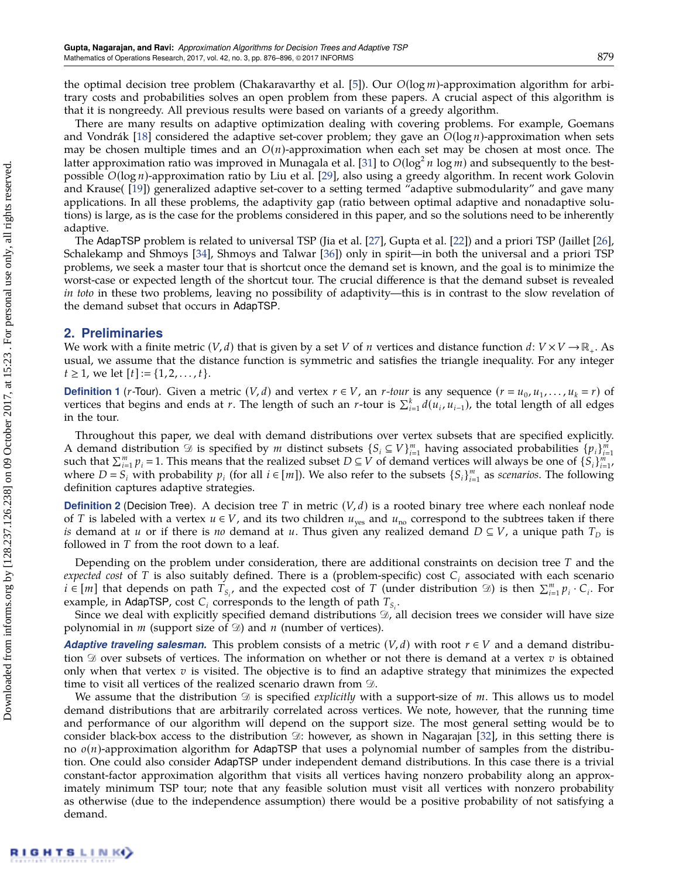the optimal decision tree problem (Chakaravarthy et al. [5]). Our $O(\log m)$-approximation algorithm for arbitrary costs and probabilities solves an open problem from these papers. A crucial aspect of this algorithm is that it is nongreedy. All previous results were based on variants of a greedy algorithm.

There are many results on adaptive optimization dealing with covering problems. For example, Goemans and Vondrák [18] considered the adaptive set-cover problem; they gave an $O(\log n)$-approximation when sets may be chosen multiple times and an $O(n)$-approximation when each set may be chosen at most once. The latter approximation ratio was improved in Munagala et al. [31] to $O(\log^2 n \log m)$ and subsequently to the best-possible $O(\log n)$-approximation ratio by Liu et al. [29], also using a greedy algorithm. In recent work Golovin and Krause( [19]) generalized adaptive set-cover to a setting termed "adaptive submodularity" and gave many applications. In all these problems, the adaptivity gap (ratio between optimal adaptive and nonadaptive solutions) is large, as is the case for the problems considered in this paper, and so the solutions need to be inherently adaptive.

The AdapTSP problem is related to universal TSP (Jia et al. [27], Gupta et al. [22]) and a priori TSP (Jaillet [26], Schalekamp and Shmoys [34], Shmoys and Talwar [36]) only in spirit—in both the universal and a priori TSP problems, we seek a master tour that is shortcut once the demand set is known, and the goal is to minimize the worst-case or expected length of the shortcut tour. The crucial difference is that the demand subset is revealed *in toto* in these two problems, leaving no possibility of adaptivity—this is in contrast to the slow revelation of the demand subset that occurs in AdapTSP.

## 2. Preliminaries

We work with a finite metric $(V, d)$ that is given by a set $V$ of $n$ vertices and distance function $d\colon V \times V \to \mathbb{R}_+$. As usual, we assume that the distance function is symmetric and satisfies the triangle inequality. For any integer $t \geq 1$, we let $[t] := \{1, 2, \ldots, t\}$.

**Definition 1** ($r$-Tour). Given a metric $(V, d)$ and vertex $r \in V$, an *$r$-tour* is any sequence $(r = u_0, u_1, \ldots, u_k = r)$ of vertices that begins and ends at $r$. The length of such an $r$-tour is $\sum_{i=1}^{k} d(u_i, u_{i-1})$, the total length of all edges in the tour.

Throughout this paper, we deal with demand distributions over vertex subsets that are specified explicitly. A demand distribution $\mathcal{D}$ is specified by $m$ distinct subsets $\{S_i \subseteq V\}_{i=1}^{m}$ having associated probabilities $\{p_i\}_{i=1}^{m}$ such that $\sum_{i=1}^{m} p_i = 1$. This means that the realized subset $D \subseteq V$ of demand vertices will always be one of $\{S_i\}_{i=1}^{m}$, where $D = S_i$ with probability $p_i$ (for all $i \in [m]$). We also refer to the subsets $\{S_i\}_{i=1}^{m}$ as *scenarios*. The following definition captures adaptive strategies.

**Definition 2** (Decision Tree). A decision tree $T$ in metric $(V, d)$ is a rooted binary tree where each nonleaf node of $T$ is labeled with a vertex $u \in V$, and its two children $u_{\text{yes}}$ and $u_{\text{no}}$ correspond to the subtrees taken if there *is* demand at $u$ or if there is *no* demand at $u$. Thus given any realized demand $D \subseteq V$, a unique path $T_D$ is followed in $T$ from the root down to a leaf.

Depending on the problem under consideration, there are additional constraints on decision tree $T$ and the *expected cost* of $T$ is also suitably defined. There is a (problem-specific) cost $C_i$ associated with each scenario $i \in [m]$ that depends on path $T_{S_i}$, and the expected cost of $T$ (under distribution $\mathcal{D}$) is then $\sum_{i=1}^{m} p_i \cdot C_i$. For example, in AdapTSP, cost $C_i$ corresponds to the length of path $T_{S_i}$.

Since we deal with explicitly specified demand distributions $\mathcal{D}$, all decision trees we consider will have size polynomial in $m$ (support size of $\mathcal{D}$) and $n$ (number of vertices).

***Adaptive traveling salesman.*** This problem consists of a metric $(V, d)$ with root $r \in V$ and a demand distribution $\mathcal{D}$ over subsets of vertices. The information on whether or not there is demand at a vertex $v$ is obtained only when that vertex $v$ is visited. The objective is to find an adaptive strategy that minimizes the expected time to visit all vertices of the realized scenario drawn from $\mathcal{D}$.

We assume that the distribution $\mathcal{D}$ is specified *explicitly* with a support-size of $m$. This allows us to model demand distributions that are arbitrarily correlated across vertices. We note, however, that the running time and performance of our algorithm will depend on the support size. The most general setting would be to consider black-box access to the distribution $\mathcal{D}$: however, as shown in Nagarajan [32], in this setting there is no $o(n)$-approximation algorithm for AdapTSP that uses a polynomial number of samples from the distribution. One could also consider AdapTSP under independent demand distributions. In this case there is a trivial constant-factor approximation algorithm that visits all vertices having nonzero probability along an approximately minimum TSP tour; note that any feasible solution must visit all vertices with nonzero probability as otherwise (due to the independence assumption) there would be a positive probability of not satisfying a demand.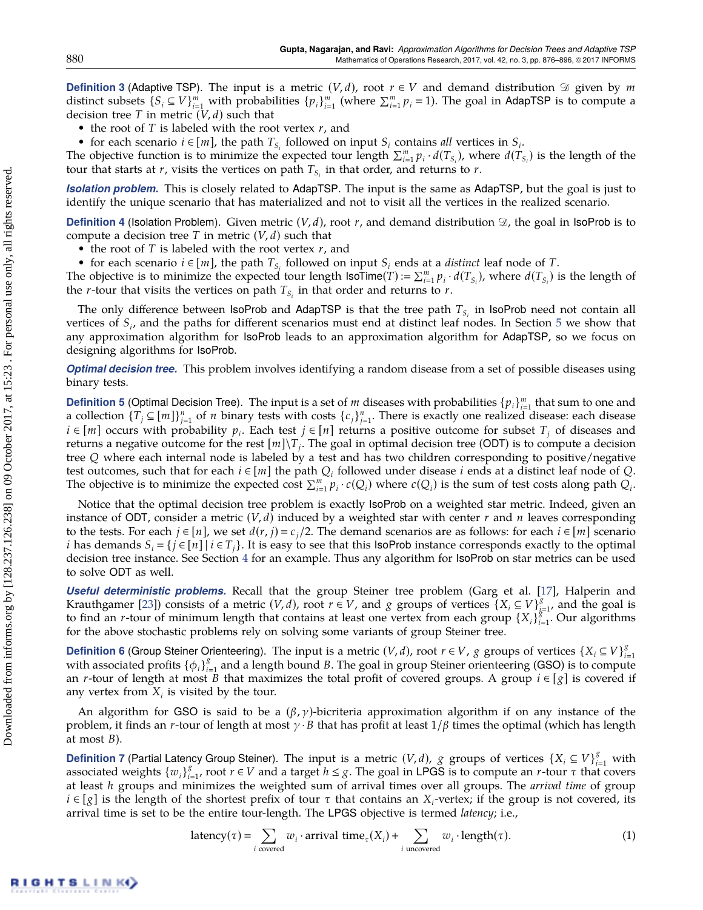**Definition 3** (Adaptive TSP). The input is a metric $(V, d)$, root $r \in V$ and demand distribution $\mathcal{D}$ given by $m$ distinct subsets $\{S_i \subseteq V\}_{i=1}^m$ with probabilities $\{p_i\}_{i=1}^m$ (where $\sum_{i=1}^m p_i = 1$). The goal in AdapTSP is to compute a decision tree $T$ in metric $(V, d)$ such that

- the root of $T$ is labeled with the root vertex $r$, and
- for each scenario $i \in [m]$, the path $T_{S_i}$ followed on input $S_i$ contains *all* vertices in $S_i$.

The objective function is to minimize the expected tour length $\sum_{i=1}^m p_i \cdot d(T_{S_i})$, where $d(T_{S_i})$ is the length of the tour that starts at $r$, visits the vertices on path $T_{S_i}$ in that order, and returns to $r$.

***Isolation problem.*** This is closely related to AdapTSP. The input is the same as AdapTSP, but the goal is just to identify the unique scenario that has materialized and not to visit all the vertices in the realized scenario.

**Definition 4** (Isolation Problem). Given metric $(V, d)$, root $r$, and demand distribution $\mathcal{D}$, the goal in IsoProb is to compute a decision tree $T$ in metric $(V, d)$ such that

- the root of $T$ is labeled with the root vertex $r$, and
- for each scenario $i \in [m]$, the path $T_{S_i}$ followed on input $S_i$ ends at a *distinct* leaf node of $T$.

The objective is to minimize the expected tour length $\mathsf{IsoTime}(T) := \sum_{i=1}^m p_i \cdot d(T_{S_i})$, where $d(T_{S_i})$ is the length of the $r$-tour that visits the vertices on path $T_{S_i}$ in that order and returns to $r$.

The only difference between IsoProb and AdapTSP is that the tree path $T_{S_i}$ in IsoProb need not contain all vertices of $S_i$, and the paths for different scenarios must end at distinct leaf nodes. In Section 5 we show that any approximation algorithm for IsoProb leads to an approximation algorithm for AdapTSP, so we focus on designing algorithms for IsoProb.

***Optimal decision tree.*** This problem involves identifying a random disease from a set of possible diseases using binary tests.

**Definition 5** (Optimal Decision Tree). The input is a set of $m$ diseases with probabilities $\{p_i\}_{i=1}^m$ that sum to one and a collection $\{T_j \subseteq [m]\}_{j=1}^n$ of $n$ binary tests with costs $\{c_j\}_{j=1}^n$. There is exactly one realized disease: each disease $i \in [m]$ occurs with probability $p_i$. Each test $j \in [n]$ returns a positive outcome for subset $T_j$ of diseases and returns a negative outcome for the rest $[m] \setminus T_j$. The goal in optimal decision tree (ODT) is to compute a decision tree $Q$ where each internal node is labeled by a test and has two children corresponding to positive/negative test outcomes, such that for each $i \in [m]$ the path $Q_i$ followed under disease $i$ ends at a distinct leaf node of $Q$. The objective is to minimize the expected cost $\sum_{i=1}^m p_i \cdot c(Q_i)$ where $c(Q_i)$ is the sum of test costs along path $Q_i$.

Notice that the optimal decision tree problem is exactly IsoProb on a weighted star metric. Indeed, given an instance of ODT, consider a metric $(V, d)$ induced by a weighted star with center $r$ and $n$ leaves corresponding to the tests. For each $j \in [n]$, we set $d(r, j) = c_j/2$. The demand scenarios are as follows: for each $i \in [m]$ scenario $i$ has demands $S_i = \{j \in [n] \mid i \in T_j\}$. It is easy to see that this IsoProb instance corresponds exactly to the optimal decision tree instance. See Section 4 for an example. Thus any algorithm for IsoProb on star metrics can be used to solve ODT as well.

***Useful deterministic problems.*** Recall that the group Steiner tree problem (Garg et al. [17], Halperin and Krauthgamer [23]) consists of a metric $(V, d)$, root $r \in V$, and $g$ groups of vertices $\{X_i \subseteq V\}_{i=1}^g$, and the goal is to find an $r$-tour of minimum length that contains at least one vertex from each group $\{X_i\}_{i=1}^g$. Our algorithms for the above stochastic problems rely on solving some variants of group Steiner tree.

**Definition 6** (Group Steiner Orienteering). The input is a metric $(V, d)$, root $r \in V$, $g$ groups of vertices $\{X_i \subseteq V\}_{i=1}^g$ with associated profits $\{\phi_i\}_{i=1}^g$ and a length bound $B$. The goal in group Steiner orienteering (GSO) is to compute an $r$-tour of length at most $B$ that maximizes the total profit of covered groups. A group $i \in [g]$ is covered if any vertex from $X_i$ is visited by the tour.

An algorithm for GSO is said to be a $(\beta, \gamma)$-bicriteria approximation algorithm if on any instance of the problem, it finds an $r$-tour of length at most $\gamma \cdot B$ that has profit at least $1/\beta$ times the optimal (which has length at most $B$).

**Definition 7** (Partial Latency Group Steiner). The input is a metric $(V, d)$, $g$ groups of vertices $\{X_i \subseteq V\}_{i=1}^g$ with associated weights $\{w_i\}_{i=1}^g$, root $r \in V$ and a target $h \le g$. The goal in LPGS is to compute an $r$-tour $\tau$ that covers at least $h$ groups and minimizes the weighted sum of arrival times over all groups. The *arrival time* of group $i \in [g]$ is the length of the shortest prefix of tour $\tau$ that contains an $X_i$-vertex; if the group is not covered, its arrival time is set to be the entire tour-length. The LPGS objective is termed *latency*; i.e.,

$$\text{latency}(\tau) = \sum_{i \text{ covered}} w_i \cdot \text{arrival time}_\tau(X_i) + \sum_{i \text{ uncovered}} w_i \cdot \text{length}(\tau). \tag{1}$$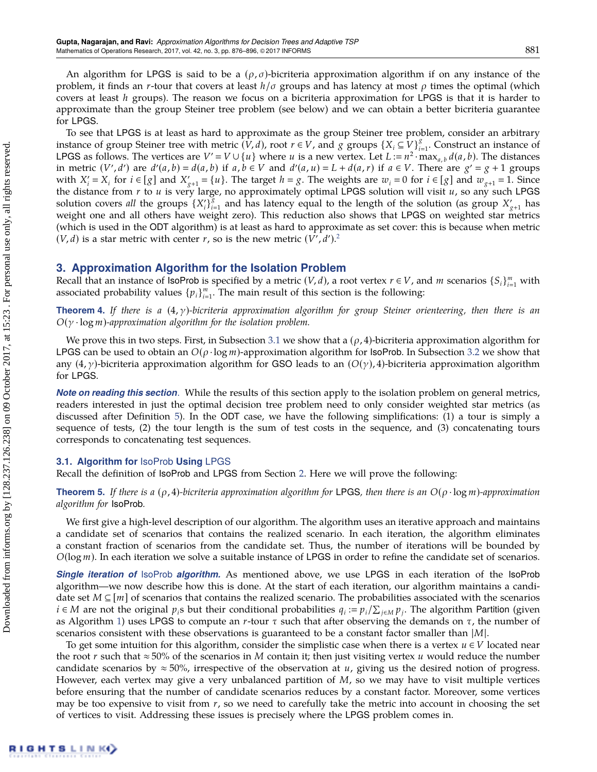An algorithm for LPGS is said to be a $(\rho, \sigma)$-bicriteria approximation algorithm if on any instance of the problem, it finds an $r$-tour that covers at least $h/\sigma$ groups and has latency at most $\rho$ times the optimal (which covers at least $h$ groups). The reason we focus on a bicriteria approximation for LPGS is that it is harder to approximate than the group Steiner tree problem (see below) and we can obtain a better bicriteria guarantee for LPGS.

To see that LPGS is at least as hard to approximate as the group Steiner tree problem, consider an arbitrary instance of group Steiner tree with metric $(V, d)$, root $r \in V$, and $g$ groups $\{X_i \subseteq V\}_{i=1}^{g}$. Construct an instance of LPGS as follows. The vertices are $V' = V \cup \{u\}$ where $u$ is a new vertex. Let $L := n^2 \cdot \max_{a,b} d(a, b)$. The distances in metric $(V', d')$ are $d'(a, b) = d(a, b)$ if $a, b \in V$ and $d'(a, u) = L + d(a, r)$ if $a \in V$. There are $g' = g + 1$ groups with $X'_i = X_i$ for $i \in [g]$ and $X'_{g+1} = \{u\}$. The target $h = g$. The weights are $w_i = 0$ for $i \in [g]$ and $w_{g+1} = 1$. Since the distance from $r$ to $u$ is very large, no approximately optimal LPGS solution will visit $u$, so any such LPGS solution covers *all* the groups $\{X'_i\}_{i=1}^{g}$ and has latency equal to the length of the solution (as group $X'_{g+1}$ has weight one and all others have weight zero). This reduction also shows that LPGS on weighted star metrics (which is used in the ODT algorithm) is at least as hard to approximate as set cover: this is because when metric $(V, d)$ is a star metric with center $r$, so is the new metric $(V', d')$.[2]

## 3. Approximation Algorithm for the Isolation Problem

Recall that an instance of IsoProb is specified by a metric $(V, d)$, a root vertex $r \in V$, and $m$ scenarios $\{S_i\}_{i=1}^{m}$ with associated probability values $\{p_i\}_{i=1}^{m}$. The main result of this section is the following:

**Theorem 4.** *If there is a $(4, \gamma)$-bicriteria approximation algorithm for group Steiner orienteering, then there is an $O(\gamma \cdot \log m)$-approximation algorithm for the isolation problem.*

We prove this in two steps. First, in Subsection 3.1 we show that a $(\rho, 4)$-bicriteria approximation algorithm for LPGS can be used to obtain an $O(\rho \cdot \log m)$-approximation algorithm for IsoProb. In Subsection 3.2 we show that any $(4, \gamma)$-bicriteria approximation algorithm for GSO leads to an $(O(\gamma), 4)$-bicriteria approximation algorithm for LPGS.

***Note on reading this section.*** While the results of this section apply to the isolation problem on general metrics, readers interested in just the optimal decision tree problem need to only consider weighted star metrics (as discussed after Definition 5). In the ODT case, we have the following simplifications: (1) a tour is simply a sequence of tests, (2) the tour length is the sum of test costs in the sequence, and (3) concatenating tours corresponds to concatenating test sequences.

### 3.1. Algorithm for IsoProb Using LPGS

Recall the definition of IsoProb and LPGS from Section 2. Here we will prove the following:

**Theorem 5.** *If there is a $(\rho, 4)$-bicriteria approximation algorithm for* LPGS*, then there is an $O(\rho \cdot \log m)$-approximation algorithm for* IsoProb.

We first give a high-level description of our algorithm. The algorithm uses an iterative approach and maintains a candidate set of scenarios that contains the realized scenario. In each iteration, the algorithm eliminates a constant fraction of scenarios from the candidate set. Thus, the number of iterations will be bounded by $O(\log m)$. In each iteration we solve a suitable instance of LPGS in order to refine the candidate set of scenarios.

***Single iteration of IsoProb algorithm.*** As mentioned above, we use LPGS in each iteration of the IsoProb algorithm—we now describe how this is done. At the start of each iteration, our algorithm maintains a candidate set $M \subseteq [m]$ of scenarios that contains the realized scenario. The probabilities associated with the scenarios $i \in M$ are not the original $p_i$s but their conditional probabilities $q_i := p_i / \sum_{j \in M} p_j$. The algorithm Partition (given as Algorithm 1) uses LPGS to compute an $r$-tour $\tau$ such that after observing the demands on $\tau$, the number of scenarios consistent with these observations is guaranteed to be a constant factor smaller than $|M|$.

To get some intuition for this algorithm, consider the simplistic case when there is a vertex $u \in V$ located near the root $r$ such that $\approx 50\%$ of the scenarios in $M$ contain it; then just visiting vertex $u$ would reduce the number candidate scenarios by $\approx 50\%$, irrespective of the observation at $u$, giving us the desired notion of progress. However, each vertex may give a very unbalanced partition of $M$, so we may have to visit multiple vertices before ensuring that the number of candidate scenarios reduces by a constant factor. Moreover, some vertices may be too expensive to visit from $r$, so we need to carefully take the metric into account in choosing the set of vertices to visit. Addressing these issues is precisely where the LPGS problem comes in.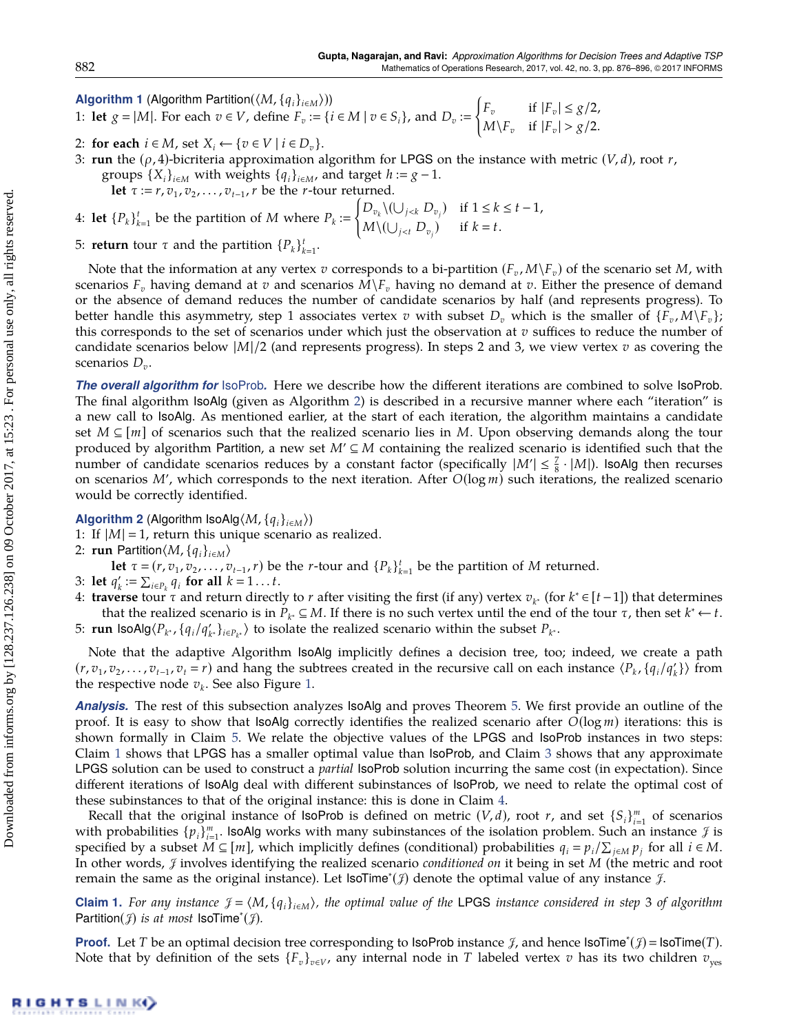**Algorithm 1** (Algorithm Partition($\langle M, \{q_i\}_{i\in M}\rangle$))

1: **let** $g = |M|$. For each $v \in V$, define $F_v := \{i \in M \mid v \in S_i\}$, and $D_v := \begin{cases} F_v & \text{if } |F_v| \le g/2, \\ M\backslash F_v & \text{if } |F_v| > g/2. \end{cases}$

2: **for each** $i \in M$, set $X_i \leftarrow \{v \in V \mid i \in D_v\}$.

3: **run** the $(\rho, 4)$-bicriteria approximation algorithm for LPGS on the instance with metric $(V, d)$, root $r$, groups $\{X_i\}_{i\in M}$ with weights $\{q_i\}_{i\in M}$, and target $h := g - 1$.
  **let** $\tau := r, v_1, v_2, \ldots, v_{t-1}, r$ be the $r$-tour returned.

4: **let** $\{P_k\}_{k=1}^{t}$ be the partition of $M$ where $P_k := \begin{cases} D_{v_k} \backslash (\bigcup_{j<k} D_{v_j}) & \text{if } 1 \le k \le t-1, \\ M\backslash(\bigcup_{j<t} D_{v_j}) & \text{if } k = t. \end{cases}$

5: **return** tour $\tau$ and the partition $\{P_k\}_{k=1}^{t}$.

Note that the information at any vertex $v$ corresponds to a bi-partition $(F_v, M\backslash F_v)$ of the scenario set $M$, with scenarios $F_v$ having demand at $v$ and scenarios $M\backslash F_v$ having no demand at $v$. Either the presence of demand or the absence of demand reduces the number of candidate scenarios by half (and represents progress). To better handle this asymmetry, step 1 associates vertex $v$ with subset $D_v$ which is the smaller of $\{F_v, M\backslash F_v\}$; this corresponds to the set of scenarios under which just the observation at $v$ suffices to reduce the number of candidate scenarios below $|M|/2$ (and represents progress). In steps 2 and 3, we view vertex $v$ as covering the scenarios $D_v$.

***The overall algorithm for* IsoProb.** Here we describe how the different iterations are combined to solve IsoProb. The final algorithm IsoAlg (given as Algorithm 2) is described in a recursive manner where each "iteration" is a new call to IsoAlg. As mentioned earlier, at the start of each iteration, the algorithm maintains a candidate set $M \subseteq [m]$ of scenarios such that the realized scenario lies in $M$. Upon observing demands along the tour produced by algorithm Partition, a new set $M' \subseteq M$ containing the realized scenario is identified such that the number of candidate scenarios reduces by a constant factor (specifically $|M'| \le \frac{7}{8} \cdot |M|$). IsoAlg then recurses on scenarios $M'$, which corresponds to the next iteration. After $O(\log m)$ such iterations, the realized scenario would be correctly identified.

**Algorithm 2** (Algorithm IsoAlg$\langle M, \{q_i\}_{i\in M}\rangle$)

1: If $|M| = 1$, return this unique scenario as realized.

2: **run** Partition$\langle M, \{q_i\}_{i\in M}\rangle$
  **let** $\tau = (r, v_1, v_2, \ldots, v_{t-1}, r)$ be the $r$-tour and $\{P_k\}_{k=1}^{t}$ be the partition of $M$ returned.

3: **let** $q'_k := \sum_{i\in P_k} q_i$ **for all** $k = 1 \ldots t$.

4: **traverse** tour $\tau$ and return directly to $r$ after visiting the first (if any) vertex $v_{k^*}$ (for $k^* \in [t-1]$) that determines that the realized scenario is in $P_{k^*} \subseteq M$. If there is no such vertex until the end of the tour $\tau$, then set $k^* \leftarrow t$.

5: **run** IsoAlg$\langle P_{k^*}, \{q_i/q'_{k^*}\}_{i\in P_{k^*}}\rangle$ to isolate the realized scenario within the subset $P_{k^*}$.

Note that the adaptive Algorithm IsoAlg implicitly defines a decision tree, too; indeed, we create a path $(r, v_1, v_2, \ldots, v_{t-1}, v_t = r)$ and hang the subtrees created in the recursive call on each instance $\langle P_k, \{q_i/q'_k\}\rangle$ from the respective node $v_k$. See also Figure 1.

***Analysis.*** The rest of this subsection analyzes IsoAlg and proves Theorem 5. We first provide an outline of the proof. It is easy to show that IsoAlg correctly identifies the realized scenario after $O(\log m)$ iterations: this is shown formally in Claim 5. We relate the objective values of the LPGS and IsoProb instances in two steps: Claim 1 shows that LPGS has a smaller optimal value than IsoProb, and Claim 3 shows that any approximate LPGS solution can be used to construct a *partial* IsoProb solution incurring the same cost (in expectation). Since different iterations of IsoAlg deal with different subinstances of IsoProb, we need to relate the optimal cost of these subinstances to that of the original instance: this is done in Claim 4.

Recall that the original instance of IsoProb is defined on metric $(V, d)$, root $r$, and set $\{S_i\}_{i=1}^{m}$ of scenarios with probabilities $\{p_i\}_{i=1}^{m}$. IsoAlg works with many subinstances of the isolation problem. Such an instance $\mathcal{J}$ is specified by a subset $M \subseteq [m]$, which implicitly defines (conditional) probabilities $q_i = p_i / \sum_{j\in M} p_j$ for all $i \in M$. In other words, $\mathcal{J}$ involves identifying the realized scenario *conditioned on* it being in set $M$ (the metric and root remain the same as the original instance). Let IsoTime$^*(\mathcal{J})$ denote the optimal value of any instance $\mathcal{J}$.

**Claim 1.** *For any instance* $\mathcal{J} = \langle M, \{q_i\}_{i\in M}\rangle$, *the optimal value of the* LPGS *instance considered in step* 3 *of algorithm* Partition($\mathcal{J}$) *is at most* IsoTime$^*(\mathcal{J})$.

**Proof.** Let $T$ be an optimal decision tree corresponding to IsoProb instance $\mathcal{J}$, and hence IsoTime$^*(\mathcal{J})$ = IsoTime($T$). Note that by definition of the sets $\{F_v\}_{v\in V}$, any internal node in $T$ labeled vertex $v$ has its two children $v_{\text{yes}}$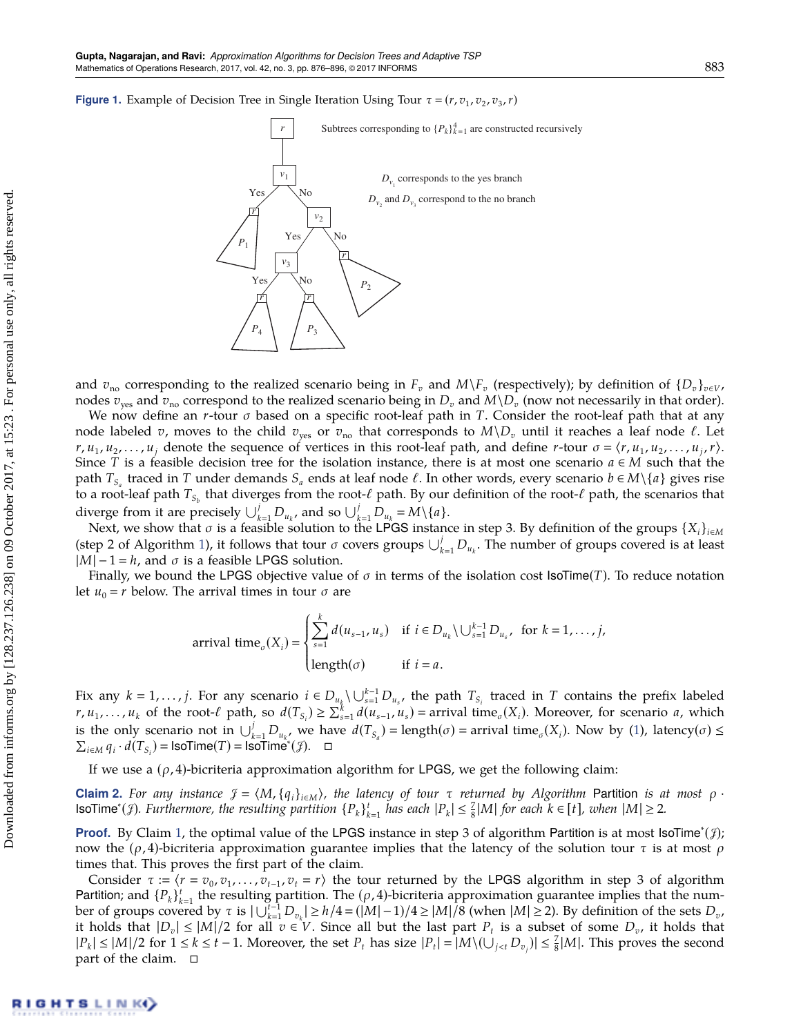**Figure 1.** Example of Decision Tree in Single Iteration Using Tour $\tau = (r, v_1, v_2, v_3, r)$

Subtrees corresponding to $\{P_k\}_{k=1}^4$ are constructed recursively

$D_{v_1}$ corresponds to the yes branch

$D_{v_2}$ and $D_{v_3}$ correspond to the no branch

and $v_{\text{no}}$ corresponding to the realized scenario being in $F_v$ and $M \setminus F_v$ (respectively); by definition of $\{D_v\}_{v \in V}$, nodes $v_{\text{yes}}$ and $v_{\text{no}}$ correspond to the realized scenario being in $D_v$ and $M \setminus D_v$ (now not necessarily in that order).

We now define an $r$-tour $\sigma$ based on a specific root-leaf path in $T$. Consider the root-leaf path that at any node labeled $v$, moves to the child $v_{\text{yes}}$ or $v_{\text{no}}$ that corresponds to $M \setminus D_v$ until it reaches a leaf node $\ell$. Let $r, u_1, u_2, \ldots, u_j$ denote the sequence of vertices in this root-leaf path, and define $r$-tour $\sigma = \langle r, u_1, u_2, \ldots, u_j, r \rangle$. Since $T$ is a feasible decision tree for the isolation instance, there is at most one scenario $a \in M$ such that the path $T_{S_a}$ traced in $T$ under demands $S_a$ ends at leaf node $\ell$. In other words, every scenario $b \in M \setminus \{a\}$ gives rise to a root-leaf path $T_{S_b}$ that diverges from the root-$\ell$ path. By our definition of the root-$\ell$ path, the scenarios that diverge from it are precisely $\bigcup_{k=1}^{j} D_{u_k}$, and so $\bigcup_{k=1}^{j} D_{u_k} = M \setminus \{a\}$.

Next, we show that $\sigma$ is a feasible solution to the LPGS instance in step 3. By definition of the groups $\{X_i\}_{i \in M}$ (step 2 of Algorithm 1), it follows that tour $\sigma$ covers groups $\bigcup_{k=1}^{j} D_{u_k}$. The number of groups covered is at least $|M| - 1 = h$, and $\sigma$ is a feasible LPGS solution.

Finally, we bound the LPGS objective value of $\sigma$ in terms of the isolation cost $\mathsf{IsoTime}(T)$. To reduce notation let $u_0 = r$ below. The arrival times in tour $\sigma$ are

$$\text{arrival time}_\sigma(X_i) = \begin{cases} \displaystyle\sum_{s=1}^{k} d(u_{s-1}, u_s) & \text{if } i \in D_{u_k} \setminus \cup_{s=1}^{k-1} D_{u_s}, \text{ for } k = 1, \ldots, j, \\ \text{length}(\sigma) & \text{if } i = a. \end{cases}$$

Fix any $k = 1, \ldots, j$. For any scenario $i \in D_{u_k} \setminus \cup_{s=1}^{k-1} D_{u_s}$, the path $T_{S_i}$ traced in $T$ contains the prefix labeled $r, u_1, \ldots, u_k$ of the root-$\ell$ path, so $d(T_{S_i}) \geq \sum_{s=1}^{k} d(u_{s-1}, u_s) = \text{arrival time}_\sigma(X_i)$. Moreover, for scenario $a$, which is the only scenario not in $\bigcup_{k=1}^{j} D_{u_k}$, we have $d(T_{S_a}) = \text{length}(\sigma) = \text{arrival time}_\sigma(X_i)$. Now by (1), $\text{latency}(\sigma) \leq \sum_{i \in M} q_i \cdot d(T_{S_i}) = \mathsf{IsoTime}(T) = \mathsf{IsoTime}^*(\mathcal{J})$. $\square$

If we use a $(\rho, 4)$-bicriteria approximation algorithm for LPGS, we get the following claim:

**Claim 2.** *For any instance $\mathcal{J} = \langle M, \{q_i\}_{i \in M} \rangle$, the latency of tour $\tau$ returned by Algorithm* Partition *is at most $\rho \cdot \mathsf{IsoTime}^*(\mathcal{J})$. Furthermore, the resulting partition $\{P_k\}_{k=1}^{t}$ has each $|P_k| \leq \frac{7}{8}|M|$ for each $k \in [t]$, when $|M| \geq 2$.*

**Proof.** By Claim 1, the optimal value of the LPGS instance in step 3 of algorithm Partition is at most $\mathsf{IsoTime}^*(\mathcal{J})$; now the $(\rho, 4)$-bicriteria approximation guarantee implies that the latency of the solution tour $\tau$ is at most $\rho$ times that. This proves the first part of the claim.

Consider $\tau := \langle r = v_0, v_1, \ldots, v_{t-1}, v_t = r \rangle$ the tour returned by the LPGS algorithm in step 3 of algorithm Partition; and $\{P_k\}_{k=1}^{t}$ the resulting partition. The $(\rho, 4)$-bicriteria approximation guarantee implies that the number of groups covered by $\tau$ is $|\bigcup_{k=1}^{t-1} D_{v_k}| \geq h/4 = (|M| - 1)/4 \geq |M|/8$ (when $|M| \geq 2$). By definition of the sets $D_v$, it holds that $|D_v| \leq |M|/2$ for all $v \in V$. Since all but the last part $P_t$ is a subset of some $D_v$, it holds that $|P_k| \leq |M|/2$ for $1 \leq k \leq t-1$. Moreover, the set $P_t$ has size $|P_t| = |M \setminus (\bigcup_{j<t} D_{v_j})| \leq \frac{7}{8}|M|$. This proves the second part of the claim. $\square$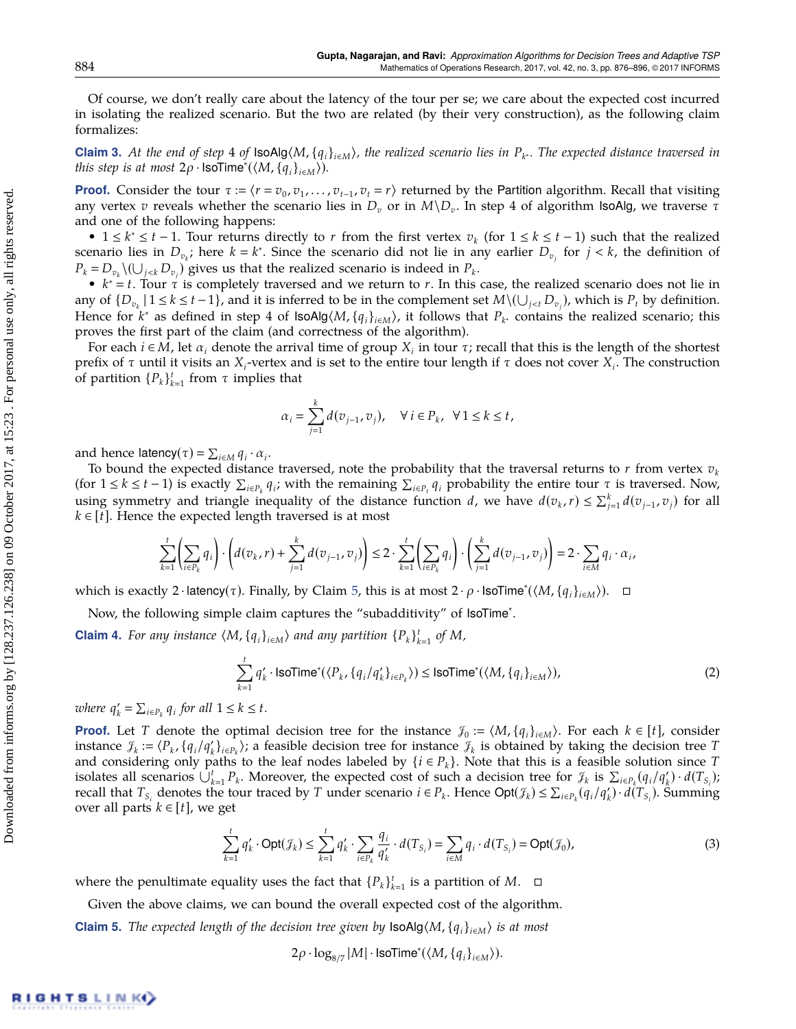Of course, we don't really care about the latency of the tour per se; we care about the expected cost incurred in isolating the realized scenario. But the two are related (by their very construction), as the following claim formalizes:

**Claim 3.** *At the end of step 4 of* IsoAlg$\langle M, \{q_i\}_{i\in M}\rangle$*, the realized scenario lies in* $P_{k^*}$*. The expected distance traversed in this step is at most* $2\rho \cdot \mathsf{IsoTime}^*(\langle M, \{q_i\}_{i\in M}\rangle)$.

**Proof.** Consider the tour $\tau := \langle r = v_0, v_1, \ldots, v_{t-1}, v_t = r\rangle$ returned by the Partition algorithm. Recall that visiting any vertex $v$ reveals whether the scenario lies in $D_v$ or in $M\backslash D_v$. In step 4 of algorithm IsoAlg, we traverse $\tau$ and one of the following happens:

- $1 \le k^* \le t-1$. Tour returns directly to $r$ from the first vertex $v_k$ (for $1 \le k \le t-1$) such that the realized scenario lies in $D_{v_k}$; here $k = k^*$. Since the scenario did not lie in any earlier $D_{v_j}$ for $j < k$, the definition of $P_k = D_{v_k} \backslash (\bigcup_{j<k} D_{v_j})$ gives us that the realized scenario is indeed in $P_k$.
- $k^* = t$. Tour $\tau$ is completely traversed and we return to $r$. In this case, the realized scenario does not lie in any of $\{D_{v_k} \mid 1 \le k \le t-1\}$, and it is inferred to be in the complement set $M\backslash(\bigcup_{j<t} D_{v_j})$, which is $P_t$ by definition. Hence for $k^*$ as defined in step 4 of IsoAlg$\langle M, \{q_i\}_{i\in M}\rangle$, it follows that $P_{k^*}$ contains the realized scenario; this proves the first part of the claim (and correctness of the algorithm).

For each $i \in M$, let $\alpha_i$ denote the arrival time of group $X_i$ in tour $\tau$; recall that this is the length of the shortest prefix of $\tau$ until it visits an $X_i$-vertex and is set to the entire tour length if $\tau$ does not cover $X_i$. The construction of partition $\{P_k\}_{k=1}^t$ from $\tau$ implies that

$$\alpha_i = \sum_{j=1}^{k} d(v_{j-1}, v_j), \quad \forall\, i \in P_k, \quad \forall\, 1 \le k \le t,$$

and hence $\mathsf{latency}(\tau) = \sum_{i\in M} q_i \cdot \alpha_i$.

To bound the expected distance traversed, note the probability that the traversal returns to $r$ from vertex $v_k$ (for $1 \le k \le t-1$) is exactly $\sum_{i\in P_k} q_i$; with the remaining $\sum_{i\in P_t} q_i$ probability the entire tour $\tau$ is traversed. Now, using symmetry and triangle inequality of the distance function $d$, we have $d(v_k, r) \le \sum_{j=1}^{k} d(v_{j-1}, v_j)$ for all $k \in [t]$. Hence the expected length traversed is at most

$$\sum_{k=1}^{t}\left(\sum_{i\in P_k} q_i\right)\cdot\left(d(v_k, r) + \sum_{j=1}^{k} d(v_{j-1}, v_j)\right) \le 2\cdot \sum_{k=1}^{t}\left(\sum_{i\in P_k} q_i\right)\cdot\left(\sum_{j=1}^{k} d(v_{j-1}, v_j)\right) = 2\cdot\sum_{i\in M} q_i\cdot\alpha_i,$$

which is exactly $2\cdot\mathsf{latency}(\tau)$. Finally, by Claim 5, this is at most $2\cdot\rho\cdot\mathsf{IsoTime}^*(\langle M, \{q_i\}_{i\in M}\rangle)$. $\square$

Now, the following simple claim captures the "subadditivity" of $\mathsf{IsoTime}^*$.

**Claim 4.** *For any instance* $\langle M, \{q_i\}_{i\in M}\rangle$ *and any partition* $\{P_k\}_{k=1}^t$ *of* $M$,

$$\sum_{k=1}^{t} q'_k \cdot \mathsf{IsoTime}^*(\langle P_k, \{q_i/q'_k\}_{i\in P_k}\rangle) \le \mathsf{IsoTime}^*(\langle M, \{q_i\}_{i\in M}\rangle), \tag{2}$$

*where* $q'_k = \sum_{i\in P_k} q_i$ *for all* $1 \le k \le t$.

**Proof.** Let $T$ denote the optimal decision tree for the instance $\mathcal{J}_0 := \langle M, \{q_i\}_{i\in M}\rangle$. For each $k \in [t]$, consider instance $\mathcal{J}_k := \langle P_k, \{q_i/q'_k\}_{i\in P_k}\rangle$; a feasible decision tree for instance $\mathcal{J}_k$ is obtained by taking the decision tree $T$ and considering only paths to the leaf nodes labeled by $\{i \in P_k\}$. Note that this is a feasible solution since $T$ isolates all scenarios $\bigcup_{k=1}^t P_k$. Moreover, the expected cost of such a decision tree for $\mathcal{J}_k$ is $\sum_{i\in P_k}(q_i/q'_k)\cdot d(T_{S_i})$; recall that $T_{S_i}$ denotes the tour traced by $T$ under scenario $i \in P_k$. Hence $\mathsf{Opt}(\mathcal{J}_k) \le \sum_{i\in P_k}(q_i/q'_k)\cdot d(T_{S_i})$. Summing over all parts $k \in [t]$, we get

$$\sum_{k=1}^{t} q'_k\cdot\mathsf{Opt}(\mathcal{J}_k) \le \sum_{k=1}^{t} q'_k\cdot\sum_{i\in P_k}\frac{q_i}{q'_k}\cdot d(T_{S_i}) = \sum_{i\in M} q_i\cdot d(T_{S_i}) = \mathsf{Opt}(\mathcal{J}_0), \tag{3}$$

where the penultimate equality uses the fact that $\{P_k\}_{k=1}^t$ is a partition of $M$. $\square$

Given the above claims, we can bound the overall expected cost of the algorithm.

**Claim 5.** *The expected length of the decision tree given by* IsoAlg$\langle M, \{q_i\}_{i\in M}\rangle$ *is at most*

$$2\rho\cdot\log_{8/7}|M|\cdot\mathsf{IsoTime}^*(\langle M, \{q_i\}_{i\in M}\rangle).$$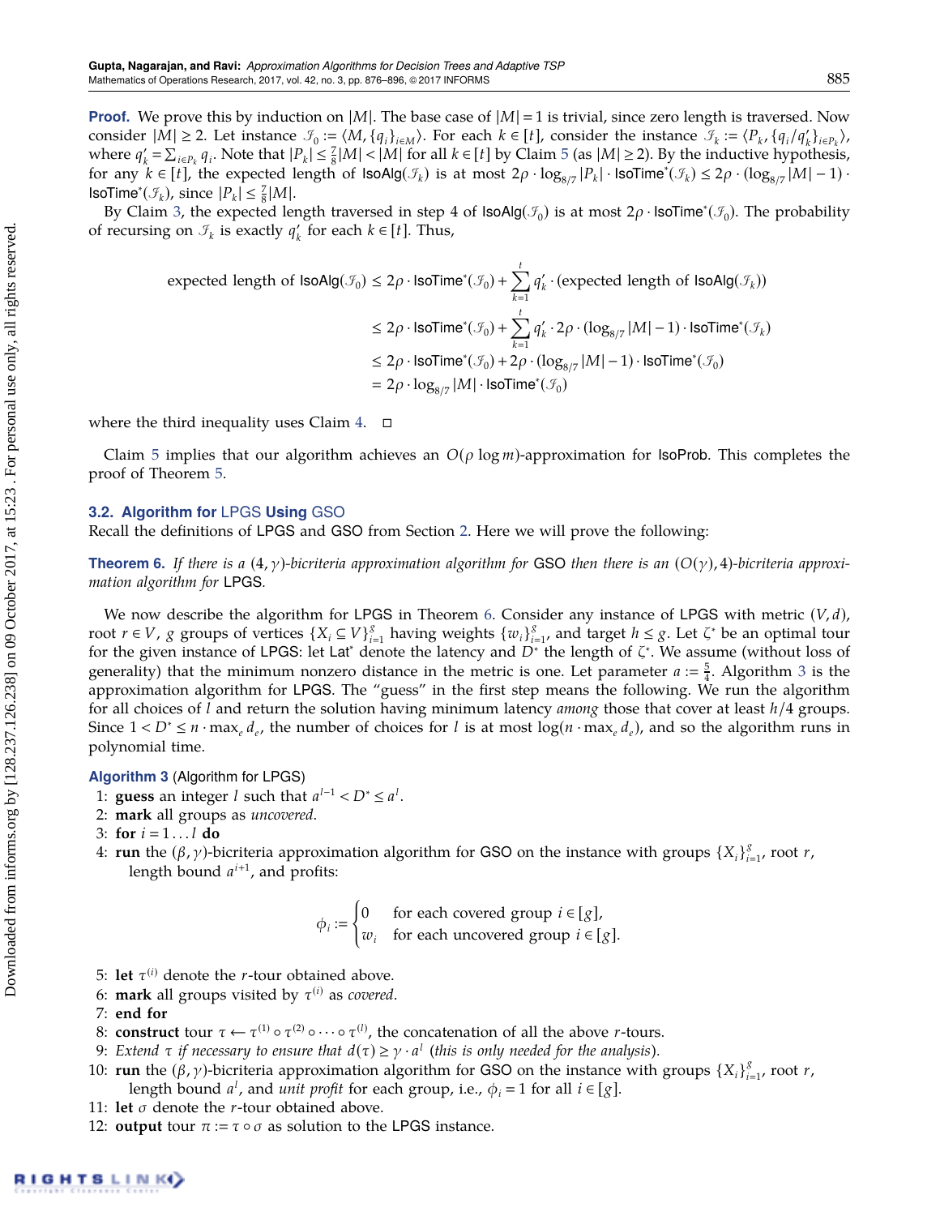**Proof.** We prove this by induction on $|M|$. The base case of $|M| = 1$ is trivial, since zero length is traversed. Now consider $|M| \geq 2$. Let instance $\mathcal{I}_0 := \langle M, \{q_i\}_{i \in M}\rangle$. For each $k \in [t]$, consider the instance $\mathcal{I}_k := \langle P_k, \{q_i/q'_k\}_{i \in P_k}\rangle$, where $q'_k = \sum_{i \in P_k} q_i$. Note that $|P_k| \leq \frac{7}{8}|M| < |M|$ for all $k \in [t]$ by Claim 5 (as $|M| \geq 2$). By the inductive hypothesis, for any $k \in [t]$, the expected length of $\mathsf{IsoAlg}(\mathcal{I}_k)$ is at most $2\rho \cdot \log_{8/7}|P_k| \cdot \mathsf{IsoTime}^*(\mathcal{I}_k) \leq 2\rho \cdot (\log_{8/7}|M| - 1) \cdot \mathsf{IsoTime}^*(\mathcal{I}_k)$, since $|P_k| \leq \frac{7}{8}|M|$.

By Claim 3, the expected length traversed in step 4 of $\mathsf{IsoAlg}(\mathcal{I}_0)$ is at most $2\rho \cdot \mathsf{IsoTime}^*(\mathcal{I}_0)$. The probability of recursing on $\mathcal{I}_k$ is exactly $q'_k$ for each $k \in [t]$. Thus,

$$
\begin{aligned}
\text{expected length of } \mathsf{IsoAlg}(\mathcal{I}_0) &\leq 2\rho \cdot \mathsf{IsoTime}^*(\mathcal{I}_0) + \sum_{k=1}^{t} q'_k \cdot (\text{expected length of } \mathsf{IsoAlg}(\mathcal{I}_k)) \\
&\leq 2\rho \cdot \mathsf{IsoTime}^*(\mathcal{I}_0) + \sum_{k=1}^{t} q'_k \cdot 2\rho \cdot (\log_{8/7}|M| - 1) \cdot \mathsf{IsoTime}^*(\mathcal{I}_k) \\
&\leq 2\rho \cdot \mathsf{IsoTime}^*(\mathcal{I}_0) + 2\rho \cdot (\log_{8/7}|M| - 1) \cdot \mathsf{IsoTime}^*(\mathcal{I}_0) \\
&= 2\rho \cdot \log_{8/7}|M| \cdot \mathsf{IsoTime}^*(\mathcal{I}_0)
\end{aligned}
$$

where the third inequality uses Claim 4. □

Claim 5 implies that our algorithm achieves an $O(\rho \log m)$-approximation for IsoProb. This completes the proof of Theorem 5.

### 3.2. Algorithm for LPGS Using GSO

Recall the definitions of LPGS and GSO from Section 2. Here we will prove the following:

**Theorem 6.** *If there is a $(4, \gamma)$-bicriteria approximation algorithm for* GSO *then there is an $(O(\gamma), 4)$-bicriteria approximation algorithm for* LPGS.

We now describe the algorithm for LPGS in Theorem 6. Consider any instance of LPGS with metric $(V, d)$, root $r \in V$, $g$ groups of vertices $\{X_i \subseteq V\}_{i=1}^{g}$ having weights $\{w_i\}_{i=1}^{g}$, and target $h \leq g$. Let $\zeta^*$ be an optimal tour for the given instance of LPGS: let $\mathsf{Lat}^*$ denote the latency and $D^*$ the length of $\zeta^*$. We assume (without loss of generality) that the minimum nonzero distance in the metric is one. Let parameter $a := \frac{5}{4}$. Algorithm 3 is the approximation algorithm for LPGS. The "guess" in the first step means the following. We run the algorithm for all choices of $l$ and return the solution having minimum latency *among* those that cover at least $h/4$ groups. Since $1 < D^* \leq n \cdot \max_e d_e$, the number of choices for $l$ is at most $\log(n \cdot \max_e d_e)$, and so the algorithm runs in polynomial time.

**Algorithm 3** (Algorithm for LPGS)

1: **guess** an integer $l$ such that $a^{l-1} < D^* \leq a^l$.
2: **mark** all groups as *uncovered*.
3: **for** $i = 1 \ldots l$ **do**
4: **run** the $(\beta, \gamma)$-bicriteria approximation algorithm for GSO on the instance with groups $\{X_i\}_{i=1}^{g}$, root $r$, length bound $a^{i+1}$, and profits:

$$
\phi_i := \begin{cases} 0 & \text{for each covered group } i \in [g], \\ w_i & \text{for each uncovered group } i \in [g]. \end{cases}
$$

5: **let** $\tau^{(i)}$ denote the $r$-tour obtained above.
6: **mark** all groups visited by $\tau^{(i)}$ as *covered*.
7: **end for**
8: **construct** tour $\tau \leftarrow \tau^{(1)} \circ \tau^{(2)} \circ \cdots \circ \tau^{(l)}$, the concatenation of all the above $r$-tours.
9: *Extend* $\tau$ *if necessary to ensure that* $d(\tau) \geq \gamma \cdot a^l$ (*this is only needed for the analysis*).
10: **run** the $(\beta, \gamma)$-bicriteria approximation algorithm for GSO on the instance with groups $\{X_i\}_{i=1}^{g}$, root $r$, length bound $a^l$, and *unit profit* for each group, i.e., $\phi_i = 1$ for all $i \in [g]$.
11: **let** $\sigma$ denote the $r$-tour obtained above.
12: **output** tour $\pi := \tau \circ \sigma$ as solution to the LPGS instance.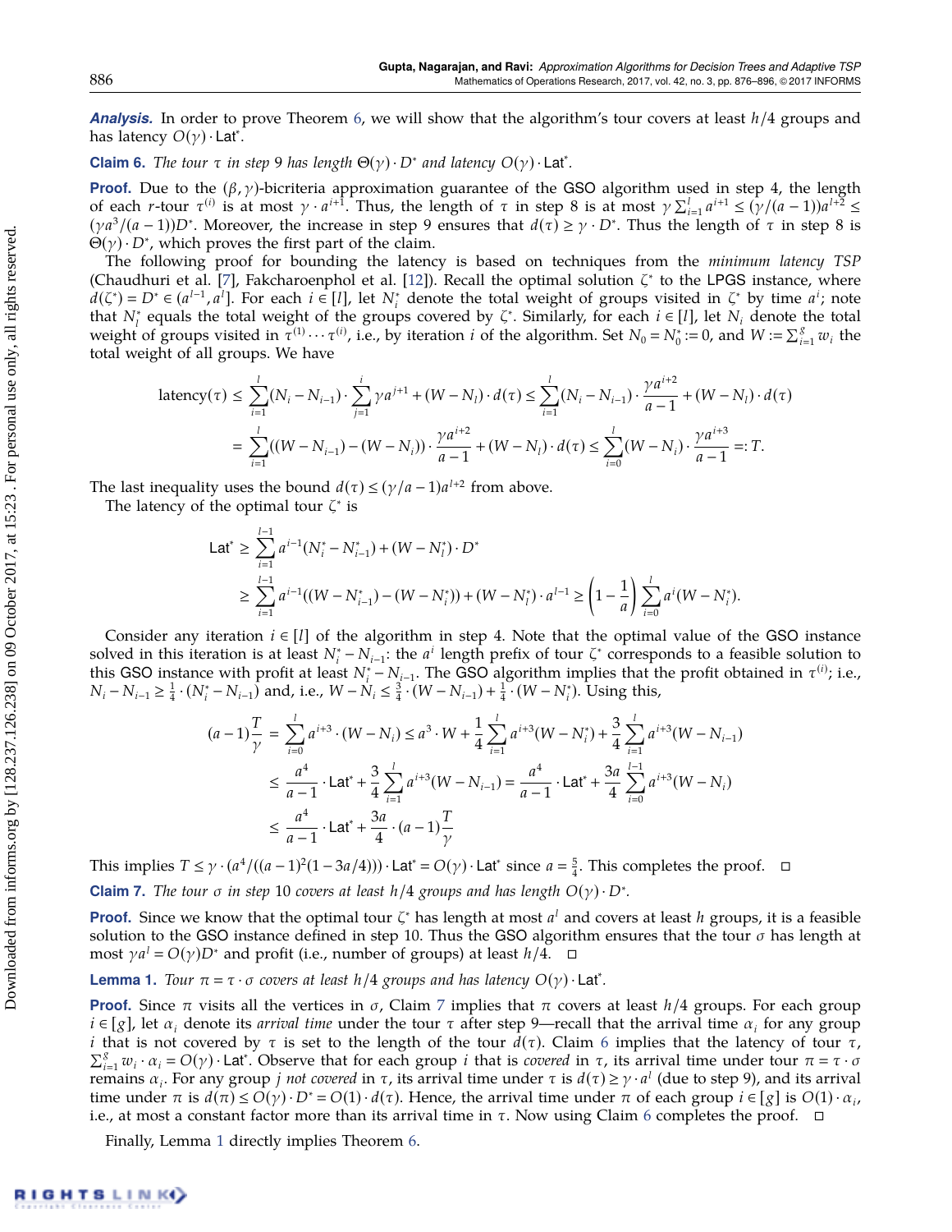***Analysis.*** In order to prove Theorem 6, we will show that the algorithm's tour covers at least $h/4$ groups and has latency $O(\gamma)\cdot \mathsf{Lat}^*$.

**Claim 6.** *The tour $\tau$ in step 9 has length $\Theta(\gamma)\cdot D^*$ and latency $O(\gamma)\cdot \mathsf{Lat}^*$.*

**Proof.** Due to the $(\beta,\gamma)$-bicriteria approximation guarantee of the GSO algorithm used in step 4, the length of each $r$-tour $\tau^{(i)}$ is at most $\gamma\cdot a^{i+1}$. Thus, the length of $\tau$ in step 8 is at most $\gamma\sum_{i=1}^{l} a^{i+1} \le (\gamma/(a-1))a^{l+2} \le (\gamma a^3/(a-1))D^*$. Moreover, the increase in step 9 ensures that $d(\tau)\ge \gamma\cdot D^*$. Thus the length of $\tau$ in step 8 is $\Theta(\gamma)\cdot D^*$, which proves the first part of the claim.

The following proof for bounding the latency is based on techniques from the *minimum latency TSP* (Chaudhuri et al. [7], Fakcharoenphol et al. [12]). Recall the optimal solution $\zeta^*$ to the LPGS instance, where $d(\zeta^*) = D^* \in (a^{l-1}, a^l]$. For each $i\in[l]$, let $N_i^*$ denote the total weight of groups visited in $\zeta^*$ by time $a^i$; note that $N_l^*$ equals the total weight of the groups covered by $\zeta^*$. Similarly, for each $i\in[l]$, let $N_i$ denote the total weight of groups visited in $\tau^{(1)}\cdots\tau^{(i)}$, i.e., by iteration $i$ of the algorithm. Set $N_0 = N_0^* := 0$, and $W := \sum_{i=1}^{g} w_i$ the total weight of all groups. We have

$$\text{latency}(\tau) \le \sum_{i=1}^{l}(N_i - N_{i-1})\cdot\sum_{j=1}^{i}\gamma a^{j+1} + (W-N_l)\cdot d(\tau) \le \sum_{i=1}^{l}(N_i-N_{i-1})\cdot\frac{\gamma a^{i+2}}{a-1} + (W-N_l)\cdot d(\tau)$$

$$= \sum_{i=1}^{l}((W-N_{i-1})-(W-N_i))\cdot\frac{\gamma a^{i+2}}{a-1} + (W-N_l)\cdot d(\tau) \le \sum_{i=0}^{l}(W-N_i)\cdot\frac{\gamma a^{i+3}}{a-1} =: T.$$

The last inequality uses the bound $d(\tau)\le(\gamma/a-1)a^{l+2}$ from above.

The latency of the optimal tour $\zeta^*$ is

$$\mathsf{Lat}^* \ge \sum_{i=1}^{l-1} a^{i-1}(N_i^* - N_{i-1}^*) + (W-N_l^*)\cdot D^*$$

$$\ge \sum_{i=1}^{l-1} a^{i-1}((W-N_{i-1}^*)-(W-N_i^*)) + (W-N_l^*)\cdot a^{l-1} \ge \left(1-\frac{1}{a}\right)\sum_{i=0}^{l} a^i(W-N_i^*).$$

Consider any iteration $i\in[l]$ of the algorithm in step 4. Note that the optimal value of the GSO instance solved in this iteration is at least $N_i^* - N_{i-1}$: the $a^i$ length prefix of tour $\zeta^*$ corresponds to a feasible solution to this GSO instance with profit at least $N_i^*-N_{i-1}$. The GSO algorithm implies that the profit obtained in $\tau^{(i)}$; i.e., $N_i - N_{i-1} \ge \frac{1}{4}\cdot(N_i^*-N_{i-1})$ and, i.e., $W-N_i \le \frac{3}{4}\cdot(W-N_{i-1}) + \frac{1}{4}\cdot(W-N_i^*)$. Using this,

$$(a-1)\frac{T}{\gamma} = \sum_{i=0}^{l} a^{i+3}\cdot(W-N_i) \le a^3\cdot W + \frac{1}{4}\sum_{i=1}^{l}a^{i+3}(W-N_i^*) + \frac{3}{4}\sum_{i=1}^{l}a^{i+3}(W-N_{i-1})$$

$$\le \frac{a^4}{a-1}\cdot\mathsf{Lat}^* + \frac{3}{4}\sum_{i=1}^{l}a^{i+3}(W-N_{i-1}) = \frac{a^4}{a-1}\cdot\mathsf{Lat}^* + \frac{3a}{4}\sum_{i=0}^{l-1}a^{i+3}(W-N_i)$$

$$\le \frac{a^4}{a-1}\cdot\mathsf{Lat}^* + \frac{3a}{4}\cdot(a-1)\frac{T}{\gamma}$$

This implies $T\le \gamma\cdot(a^4/((a-1)^2(1-3a/4)))\cdot\mathsf{Lat}^* = O(\gamma)\cdot\mathsf{Lat}^*$ since $a=\frac{5}{4}$. This completes the proof. ◻

**Claim 7.** *The tour $\sigma$ in step 10 covers at least $h/4$ groups and has length $O(\gamma)\cdot D^*$.*

**Proof.** Since we know that the optimal tour $\zeta^*$ has length at most $a^l$ and covers at least $h$ groups, it is a feasible solution to the GSO instance defined in step 10. Thus the GSO algorithm ensures that the tour $\sigma$ has length at most $\gamma a^l = O(\gamma)D^*$ and profit (i.e., number of groups) at least $h/4$. ◻

**Lemma 1.** *Tour $\pi = \tau\cdot\sigma$ covers at least $h/4$ groups and has latency $O(\gamma)\cdot\mathsf{Lat}^*$.*

**Proof.** Since $\pi$ visits all the vertices in $\sigma$, Claim 7 implies that $\pi$ covers at least $h/4$ groups. For each group $i\in[g]$, let $\alpha_i$ denote its *arrival time* under the tour $\tau$ after step 9—recall that the arrival time $\alpha_i$ for any group $i$ that is not covered by $\tau$ is set to the length of the tour $d(\tau)$. Claim 6 implies that the latency of tour $\tau$, $\sum_{i=1}^{g} w_i\cdot\alpha_i = O(\gamma)\cdot\mathsf{Lat}^*$. Observe that for each group $i$ that is *covered* in $\tau$, its arrival time under tour $\pi=\tau\cdot\sigma$ remains $\alpha_i$. For any group $j$ *not covered* in $\tau$, its arrival time under $\tau$ is $d(\tau)\ge\gamma\cdot a^l$ (due to step 9), and its arrival time under $\pi$ is $d(\pi)\le O(\gamma)\cdot D^* = O(1)\cdot d(\tau)$. Hence, the arrival time under $\pi$ of each group $i\in[g]$ is $O(1)\cdot\alpha_i$, i.e., at most a constant factor more than its arrival time in $\tau$. Now using Claim 6 completes the proof. ◻

Finally, Lemma 1 directly implies Theorem 6.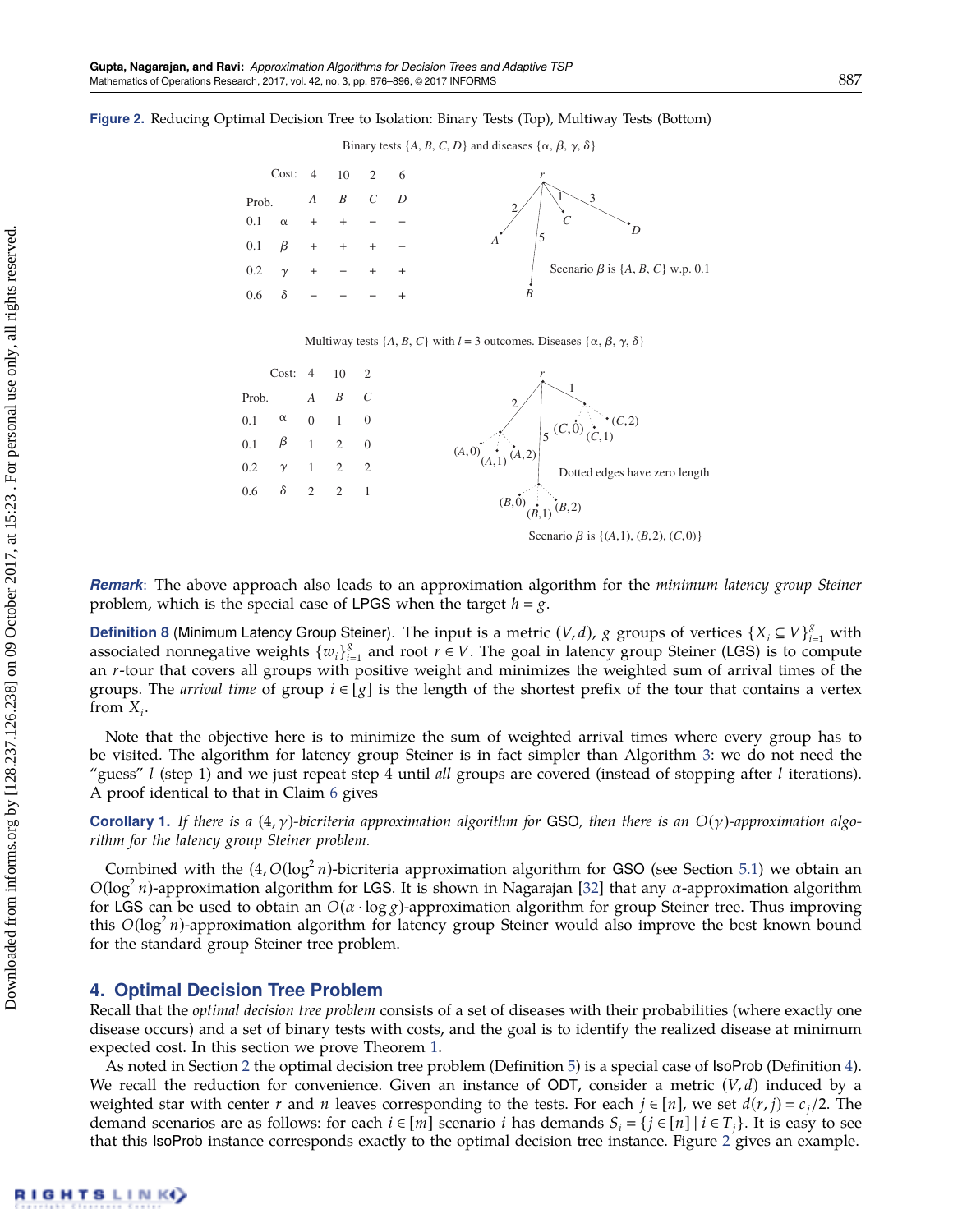**Figure 2.** Reducing Optimal Decision Tree to Isolation: Binary Tests (Top), Multiway Tests (Bottom)

Binary tests $\{A, B, C, D\}$ and diseases $\{\alpha, \beta, \gamma, \delta\}$

| | Cost: | 4 | 10 | 2 | 6 |
|---|---|---|---|---|---|
| Prob. | | $A$ | $B$ | $C$ | $D$ |
| 0.1 | $\alpha$ | + | + | − | − |
| 0.1 | $\beta$ | + | + | + | − |
| 0.2 | $\gamma$ | + | − | + | + |
| 0.6 | $\delta$ | − | − | − | + |

Scenario $\beta$ is $\{A, B, C\}$ w.p. 0.1

Multiway tests $\{A, B, C\}$ with $l = 3$ outcomes. Diseases $\{\alpha, \beta, \gamma, \delta\}$

| | Cost: | 4 | 10 | 2 |
|---|---|---|---|---|
| Prob. | | $A$ | $B$ | $C$ |
| 0.1 | $\alpha$ | 0 | 1 | 0 |
| 0.1 | $\beta$ | 1 | 2 | 0 |
| 0.2 | $\gamma$ | 1 | 2 | 2 |
| 0.6 | $\delta$ | 2 | 2 | 1 |

Dotted edges have zero length

Scenario $\beta$ is $\{(A,1), (B,2), (C,0)\}$

***Remark***: The above approach also leads to an approximation algorithm for the *minimum latency group Steiner* problem, which is the special case of LPGS when the target $h = g$.

**Definition 8** (Minimum Latency Group Steiner). The input is a metric $(V, d)$, $g$ groups of vertices $\{X_i \subseteq V\}_{i=1}^{g}$ with associated nonnegative weights $\{w_i\}_{i=1}^{g}$ and root $r \in V$. The goal in latency group Steiner (LGS) is to compute an $r$-tour that covers all groups with positive weight and minimizes the weighted sum of arrival times of the groups. The *arrival time* of group $i \in [g]$ is the length of the shortest prefix of the tour that contains a vertex from $X_i$.

Note that the objective here is to minimize the sum of weighted arrival times where every group has to be visited. The algorithm for latency group Steiner is in fact simpler than Algorithm 3: we do not need the "guess" $l$ (step 1) and we just repeat step 4 until *all* groups are covered (instead of stopping after $l$ iterations). A proof identical to that in Claim 6 gives

**Corollary 1.** *If there is a* $(4, \gamma)$*-bicriteria approximation algorithm for* GSO*, then there is an* $O(\gamma)$*-approximation algorithm for the latency group Steiner problem.*

Combined with the $(4, O(\log^2 n))$-bicriteria approximation algorithm for GSO (see Section 5.1) we obtain an $O(\log^2 n)$-approximation algorithm for LGS. It is shown in Nagarajan [32] that any $\alpha$-approximation algorithm for LGS can be used to obtain an $O(\alpha \cdot \log g)$-approximation algorithm for group Steiner tree. Thus improving this $O(\log^2 n)$-approximation algorithm for latency group Steiner would also improve the best known bound for the standard group Steiner tree problem.

## 4. Optimal Decision Tree Problem

Recall that the *optimal decision tree problem* consists of a set of diseases with their probabilities (where exactly one disease occurs) and a set of binary tests with costs, and the goal is to identify the realized disease at minimum expected cost. In this section we prove Theorem 1.

As noted in Section 2 the optimal decision tree problem (Definition 5) is a special case of IsoProb (Definition 4). We recall the reduction for convenience. Given an instance of ODT, consider a metric $(V, d)$ induced by a weighted star with center $r$ and $n$ leaves corresponding to the tests. For each $j \in [n]$, we set $d(r, j) = c_j/2$. The demand scenarios are as follows: for each $i \in [m]$ scenario $i$ has demands $S_i = \{j \in [n] \mid i \in T_j\}$. It is easy to see that this IsoProb instance corresponds exactly to the optimal decision tree instance. Figure 2 gives an example.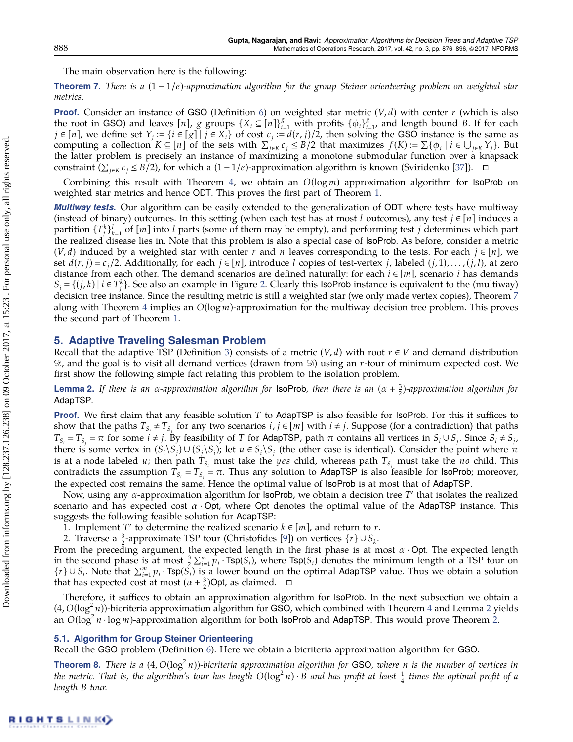The main observation here is the following:

**Theorem 7.** *There is a $(1-1/e)$-approximation algorithm for the group Steiner orienteering problem on weighted star metrics.*

**Proof.** Consider an instance of GSO (Definition 6) on weighted star metric $(V,d)$ with center $r$ (which is also the root in GSO) and leaves $[n]$, $g$ groups $\{X_i \subseteq [n]\}_{i=1}^g$ with profits $\{\phi_i\}_{i=1}^g$, and length bound $B$. If for each $j \in [n]$, we define set $Y_j := \{i \in [g] \mid j \in X_i\}$ of cost $c_j := d(r,j)/2$, then solving the GSO instance is the same as computing a collection $K \subseteq [n]$ of the sets with $\sum_{j\in K} c_j \le B/2$ that maximizes $f(K) := \sum\{\phi_i \mid i \in \bigcup_{j\in K} Y_j\}$. But the latter problem is precisely an instance of maximizing a monotone submodular function over a knapsack constraint ($\sum_{j\in K} c_j \le B/2$), for which a $(1-1/e)$-approximation algorithm is known (Sviridenko [37]). □

Combining this result with Theorem 4, we obtain an $O(\log m)$ approximation algorithm for IsoProb on weighted star metrics and hence ODT. This proves the first part of Theorem 1.

***Multiway tests.*** Our algorithm can be easily extended to the generalization of ODT where tests have multiway (instead of binary) outcomes. In this setting (when each test has at most $l$ outcomes), any test $j \in [n]$ induces a partition $\{T_j^k\}_{k=1}^l$ of $[m]$ into $l$ parts (some of them may be empty), and performing test $j$ determines which part the realized disease lies in. Note that this problem is also a special case of IsoProb. As before, consider a metric $(V,d)$ induced by a weighted star with center $r$ and $n$ leaves corresponding to the tests. For each $j \in [n]$, we set $d(r,j) = c_j/2$. Additionally, for each $j \in [n]$, introduce $l$ copies of test-vertex $j$, labeled $(j,1),\ldots,(j,l)$, at zero distance from each other. The demand scenarios are defined naturally: for each $i \in [m]$, scenario $i$ has demands $S_i = \{(j,k) \mid i \in T_j^k\}$. See also an example in Figure 2. Clearly this IsoProb instance is equivalent to the (multiway) decision tree instance. Since the resulting metric is still a weighted star (we only made vertex copies), Theorem 7 along with Theorem 4 implies an $O(\log m)$-approximation for the multiway decision tree problem. This proves the second part of Theorem 1.

## 5. Adaptive Traveling Salesman Problem

Recall that the adaptive TSP (Definition 3) consists of a metric $(V,d)$ with root $r \in V$ and demand distribution $\mathcal{D}$, and the goal is to visit all demand vertices (drawn from $\mathcal{D}$) using an $r$-tour of minimum expected cost. We first show the following simple fact relating this problem to the isolation problem.

**Lemma 2.** *If there is an $\alpha$-approximation algorithm for* IsoProb*, then there is an $(\alpha + \frac{3}{2})$-approximation algorithm for* AdapTSP.

**Proof.** We first claim that any feasible solution $T$ to AdapTSP is also feasible for IsoProb. For this it suffices to show that the paths $T_{S_i} \ne T_{S_j}$ for any two scenarios $i,j \in [m]$ with $i \ne j$. Suppose (for a contradiction) that paths $T_{S_i} = T_{S_j} = \pi$ for some $i \ne j$. By feasibility of $T$ for AdapTSP, path $\pi$ contains all vertices in $S_i \cup S_j$. Since $S_i \ne S_j$, there is some vertex in $(S_i \backslash S_j) \cup (S_j \backslash S_i)$; let $u \in S_i \backslash S_j$ (the other case is identical). Consider the point where $\pi$ is at a node labeled $u$; then path $T_{S_i}$ must take the *yes* child, whereas path $T_{S_j}$ must take the *no* child. This contradicts the assumption $T_{S_i} = T_{S_j} = \pi$. Thus any solution to AdapTSP is also feasible for IsoProb; moreover, the expected cost remains the same. Hence the optimal value of IsoProb is at most that of AdapTSP.

Now, using any $\alpha$-approximation algorithm for IsoProb, we obtain a decision tree $T'$ that isolates the realized scenario and has expected cost $\alpha \cdot \mathsf{Opt}$, where Opt denotes the optimal value of the AdapTSP instance. This suggests the following feasible solution for AdapTSP:

1. Implement $T'$ to determine the realized scenario $k \in [m]$, and return to $r$.
2. Traverse a $\frac{3}{2}$-approximate TSP tour (Christofides [9]) on vertices $\{r\} \cup S_k$.

From the preceding argument, the expected length in the first phase is at most $\alpha \cdot \mathsf{Opt}$. The expected length in the second phase is at most $\frac{3}{2}\sum_{i=1}^m p_i \cdot \mathsf{Tsp}(S_i)$, where $\mathsf{Tsp}(S_i)$ denotes the minimum length of a TSP tour on $\{r\} \cup S_i$. Note that $\sum_{i=1}^m p_i \cdot \mathsf{Tsp}(S_i)$ is a lower bound on the optimal AdapTSP value. Thus we obtain a solution that has expected cost at most $(\alpha + \frac{3}{2})\mathsf{Opt}$, as claimed. □

Therefore, it suffices to obtain an approximation algorithm for IsoProb. In the next subsection we obtain a $(4, O(\log^2 n))$-bicriteria approximation algorithm for GSO, which combined with Theorem 4 and Lemma 2 yields an $O(\log^2 n \cdot \log m)$-approximation algorithm for both IsoProb and AdapTSP. This would prove Theorem 2.

### 5.1. Algorithm for Group Steiner Orienteering

Recall the GSO problem (Definition 6). Here we obtain a bicriteria approximation algorithm for GSO.

**Theorem 8.** *There is a $(4, O(\log^2 n))$-bicriteria approximation algorithm for* GSO*, where $n$ is the number of vertices in the metric. That is, the algorithm's tour has length $O(\log^2 n)\cdot B$ and has profit at least $\frac{1}{4}$ times the optimal profit of a length $B$ tour.*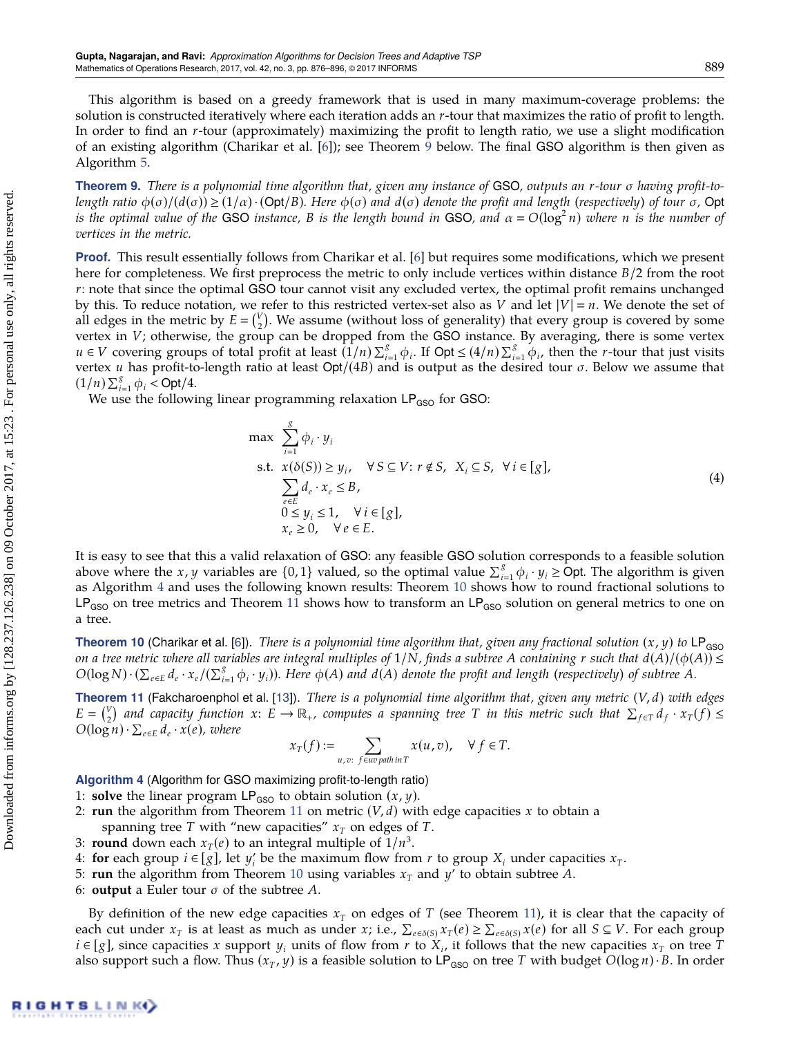This algorithm is based on a greedy framework that is used in many maximum-coverage problems: the solution is constructed iteratively where each iteration adds an $r$-tour that maximizes the ratio of profit to length. In order to find an $r$-tour (approximately) maximizing the profit to length ratio, we use a slight modification of an existing algorithm (Charikar et al. [6]); see Theorem 9 below. The final GSO algorithm is then given as Algorithm 5.

**Theorem 9.** *There is a polynomial time algorithm that, given any instance of* GSO, *outputs an $r$-tour $\sigma$ having profit-to-length ratio $\phi(\sigma)/(d(\sigma)) \geq (1/\alpha)\cdot(\mathsf{Opt}/B)$. Here $\phi(\sigma)$ and $d(\sigma)$ denote the profit and length (respectively) of tour $\sigma$,* Opt *is the optimal value of the* GSO *instance, $B$ is the length bound in* GSO, *and $\alpha = O(\log^2 n)$ where $n$ is the number of vertices in the metric.*

**Proof.** This result essentially follows from Charikar et al. [6] but requires some modifications, which we present here for completeness. We first preprocess the metric to only include vertices within distance $B/2$ from the root $r$: note that since the optimal GSO tour cannot visit any excluded vertex, the optimal profit remains unchanged by this. To reduce notation, we refer to this restricted vertex-set also as $V$ and let $|V| = n$. We denote the set of all edges in the metric by $E = \binom{V}{2}$. We assume (without loss of generality) that every group is covered by some vertex in $V$; otherwise, the group can be dropped from the GSO instance. By averaging, there is some vertex $u \in V$ covering groups of total profit at least $(1/n)\sum_{i=1}^{g}\phi_i$. If $\mathsf{Opt} \leq (4/n)\sum_{i=1}^{g}\phi_i$, then the $r$-tour that just visits vertex $u$ has profit-to-length ratio at least $\mathsf{Opt}/(4B)$ and is output as the desired tour $\sigma$. Below we assume that $(1/n)\sum_{i=1}^{g}\phi_i < \mathsf{Opt}/4$.

We use the following linear programming relaxation $\mathsf{LP}_{\mathsf{GSO}}$ for GSO:

$$
\begin{aligned}
\max\ & \sum_{i=1}^{g} \phi_i \cdot y_i \\
\text{s.t. }\ & x(\delta(S)) \geq y_i, \quad \forall\, S \subseteq V\colon r \notin S,\ \ X_i \subseteq S,\ \ \forall\, i \in [g], \\
& \sum_{e\in E} d_e \cdot x_e \leq B, \\
& 0 \leq y_i \leq 1, \quad \forall\, i \in [g], \\
& x_e \geq 0, \quad \forall\, e \in E.
\end{aligned} \tag{4}
$$

It is easy to see that this a valid relaxation of GSO: any feasible GSO solution corresponds to a feasible solution above where the $x, y$ variables are $\{0,1\}$ valued, so the optimal value $\sum_{i=1}^{g}\phi_i\cdot y_i \geq \mathsf{Opt}$. The algorithm is given as Algorithm 4 and uses the following known results: Theorem 10 shows how to round fractional solutions to $\mathsf{LP}_{\mathsf{GSO}}$ on tree metrics and Theorem 11 shows how to transform an $\mathsf{LP}_{\mathsf{GSO}}$ solution on general metrics to one on a tree.

**Theorem 10** (Charikar et al. [6]). *There is a polynomial time algorithm that, given any fractional solution $(x, y)$ to $\mathsf{LP}_{\mathsf{GSO}}$ on a tree metric where all variables are integral multiples of $1/N$, finds a subtree $A$ containing $r$ such that $d(A)/(\phi(A)) \leq O(\log N)\cdot(\sum_{e\in E} d_e\cdot x_e/(\sum_{i=1}^{g}\phi_i\cdot y_i))$. Here $\phi(A)$ and $d(A)$ denote the profit and length (respectively) of subtree $A$.*

**Theorem 11** (Fakcharoenphol et al. [13]). *There is a polynomial time algorithm that, given any metric $(V, d)$ with edges $E = \binom{V}{2}$ and capacity function $x\colon E \to \mathbb{R}_+$, computes a spanning tree $T$ in this metric such that $\sum_{f\in T} d_f\cdot x_T(f) \leq O(\log n)\cdot\sum_{e\in E} d_e\cdot x(e)$, where*

$$x_T(f) := \sum_{u,v\colon\ f\in uv\text{ path in } T} x(u,v), \quad \forall\, f \in T.$$

**Algorithm 4** (Algorithm for GSO maximizing profit-to-length ratio)

1: **solve** the linear program $\mathsf{LP}_{\mathsf{GSO}}$ to obtain solution $(x, y)$.
2: **run** the algorithm from Theorem 11 on metric $(V, d)$ with edge capacities $x$ to obtain a spanning tree $T$ with "new capacities" $x_T$ on edges of $T$.
3: **round** down each $x_T(e)$ to an integral multiple of $1/n^3$.
4: **for** each group $i \in [g]$, let $y_i'$ be the maximum flow from $r$ to group $X_i$ under capacities $x_T$.
5: **run** the algorithm from Theorem 10 using variables $x_T$ and $y'$ to obtain subtree $A$.
6: **output** a Euler tour $\sigma$ of the subtree $A$.

By definition of the new edge capacities $x_T$ on edges of $T$ (see Theorem 11), it is clear that the capacity of each cut under $x_T$ is at least as much as under $x$; i.e., $\sum_{e\in\delta(S)} x_T(e) \geq \sum_{e\in\delta(S)} x(e)$ for all $S \subseteq V$. For each group $i \in [g]$, since capacities $x$ support $y_i$ units of flow from $r$ to $X_i$, it follows that the new capacities $x_T$ on tree $T$ also support such a flow. Thus $(x_T, y)$ is a feasible solution to $\mathsf{LP}_{\mathsf{GSO}}$ on tree $T$ with budget $O(\log n)\cdot B$. In order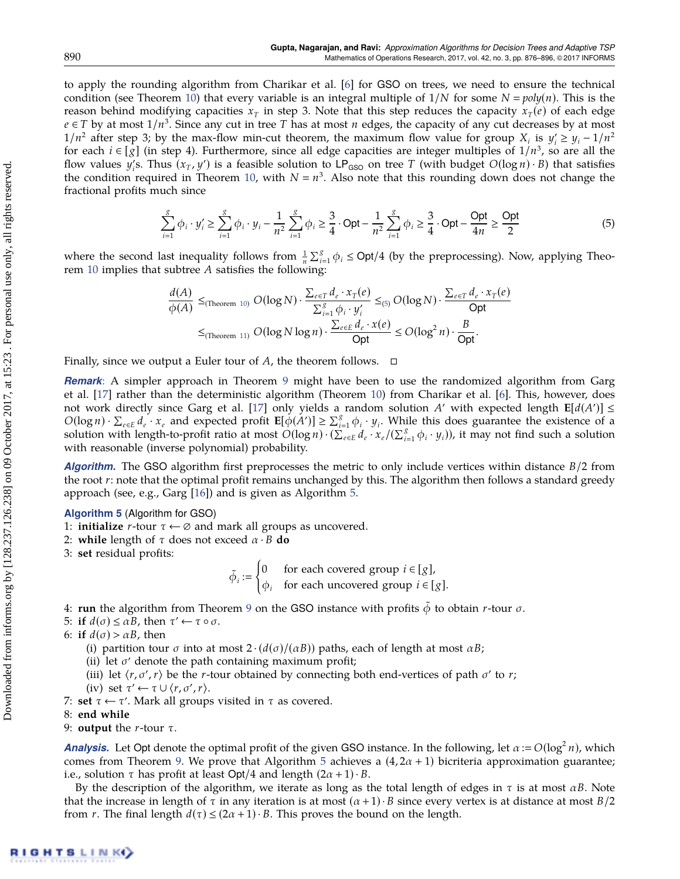to apply the rounding algorithm from Charikar et al. [6] for GSO on trees, we need to ensure the technical condition (see Theorem 10) that every variable is an integral multiple of $1/N$ for some $N = poly(n)$. This is the reason behind modifying capacities $x_T$ in step 3. Note that this step reduces the capacity $x_T(e)$ of each edge $e \in T$ by at most $1/n^3$. Since any cut in tree $T$ has at most $n$ edges, the capacity of any cut decreases by at most $1/n^2$ after step 3; by the max-flow min-cut theorem, the maximum flow value for group $X_i$ is $y_i' \geq y_i - 1/n^2$ for each $i \in [g]$ (in step 4). Furthermore, since all edge capacities are integer multiples of $1/n^3$, so are all the flow values $y_i'$s. Thus $(x_T, y')$ is a feasible solution to $\mathsf{LP}_{\mathsf{GSO}}$ on tree $T$ (with budget $O(\log n) \cdot B$) that satisfies the condition required in Theorem 10, with $N = n^3$. Also note that this rounding down does not change the fractional profits much since

$$\sum_{i=1}^{g} \phi_i \cdot y_i' \geq \sum_{i=1}^{g} \phi_i \cdot y_i - \frac{1}{n^2} \sum_{i=1}^{g} \phi_i \geq \frac{3}{4} \cdot \mathsf{Opt} - \frac{1}{n^2} \sum_{i=1}^{g} \phi_i \geq \frac{3}{4} \cdot \mathsf{Opt} - \frac{\mathsf{Opt}}{4n} \geq \frac{\mathsf{Opt}}{2} \tag{5}$$

where the second last inequality follows from $\frac{1}{n} \sum_{i=1}^{g} \phi_i \leq \mathsf{Opt}/4$ (by the preprocessing). Now, applying Theorem 10 implies that subtree $A$ satisfies the following:

$$\frac{d(A)}{\phi(A)} \leq_{(\text{Theorem 10})} O(\log N) \cdot \frac{\sum_{e \in T} d_e \cdot x_T(e)}{\sum_{i=1}^{g} \phi_i \cdot y_i'} \leq_{(5)} O(\log N) \cdot \frac{\sum_{e \in T} d_e \cdot x_T(e)}{\mathsf{Opt}}$$
$$\leq_{(\text{Theorem 11})} O(\log N \log n) \cdot \frac{\sum_{e \in E} d_e \cdot x(e)}{\mathsf{Opt}} \leq O(\log^2 n) \cdot \frac{B}{\mathsf{Opt}}.$$

Finally, since we output a Euler tour of $A$, the theorem follows. □

***Remark***: A simpler approach in Theorem 9 might have been to use the randomized algorithm from Garg et al. [17] rather than the deterministic algorithm (Theorem 10) from Charikar et al. [6]. This, however, does not work directly since Garg et al. [17] only yields a random solution $A'$ with expected length $\mathbf{E}[d(A')] \leq O(\log n) \cdot \sum_{e \in E} d_e \cdot x_e$ and expected profit $\mathbf{E}[\phi(A')] \geq \sum_{i=1}^{g} \phi_i \cdot y_i$. While this does guarantee the existence of a solution with length-to-profit ratio at most $O(\log n) \cdot (\sum_{e \in E} d_e \cdot x_e / (\sum_{i=1}^{g} \phi_i \cdot y_i))$, it may not find such a solution with reasonable (inverse polynomial) probability.

***Algorithm.*** The GSO algorithm first preprocesses the metric to only include vertices within distance $B/2$ from the root $r$: note that the optimal profit remains unchanged by this. The algorithm then follows a standard greedy approach (see, e.g., Garg [16]) and is given as Algorithm 5.

**Algorithm 5** (Algorithm for GSO)

1: **initialize** $r$-tour $\tau \leftarrow \emptyset$ and mark all groups as uncovered.
2: **while** length of $\tau$ does not exceed $\alpha \cdot B$ **do**
3: **set** residual profits:
$$\tilde{\phi}_i := \begin{cases} 0 & \text{for each covered group } i \in [g], \\ \phi_i & \text{for each uncovered group } i \in [g]. \end{cases}$$
4: **run** the algorithm from Theorem 9 on the GSO instance with profits $\tilde{\phi}$ to obtain $r$-tour $\sigma$.
5: **if** $d(\sigma) \leq \alpha B$, then $\tau' \leftarrow \tau \circ \sigma$.
6: **if** $d(\sigma) > \alpha B$, then
   (i) partition tour $\sigma$ into at most $2 \cdot (d(\sigma)/(\alpha B))$ paths, each of length at most $\alpha B$;
   (ii) let $\sigma'$ denote the path containing maximum profit;
   (iii) let $\langle r, \sigma', r \rangle$ be the $r$-tour obtained by connecting both end-vertices of path $\sigma'$ to $r$;
   (iv) set $\tau' \leftarrow \tau \cup \langle r, \sigma', r \rangle$.
7: **set** $\tau \leftarrow \tau'$. Mark all groups visited in $\tau$ as covered.
8: **end while**
9: **output** the $r$-tour $\tau$.

***Analysis.*** Let Opt denote the optimal profit of the given GSO instance. In the following, let $\alpha := O(\log^2 n)$, which comes from Theorem 9. We prove that Algorithm 5 achieves a $(4, 2\alpha + 1)$ bicriteria approximation guarantee; i.e., solution $\tau$ has profit at least $\mathsf{Opt}/4$ and length $(2\alpha + 1) \cdot B$.

By the description of the algorithm, we iterate as long as the total length of edges in $\tau$ is at most $\alpha B$. Note that the increase in length of $\tau$ in any iteration is at most $(\alpha + 1) \cdot B$ since every vertex is at distance at most $B/2$ from $r$. The final length $d(\tau) \leq (2\alpha + 1) \cdot B$. This proves the bound on the length.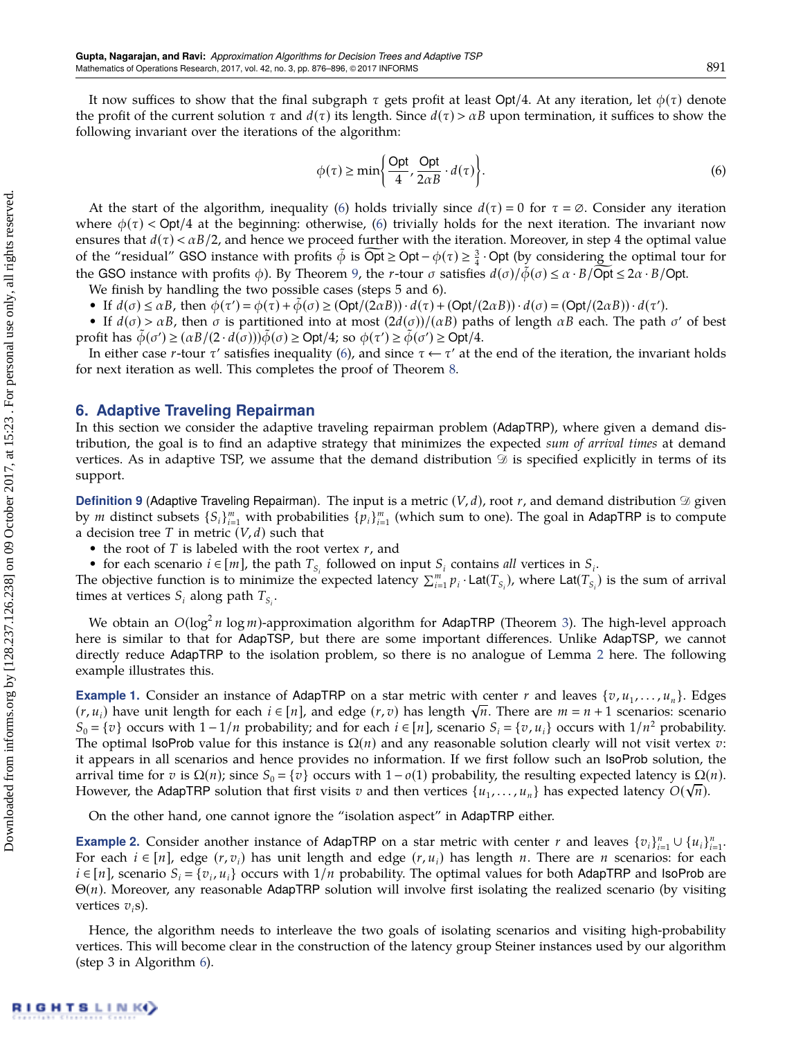It now suffices to show that the final subgraph $\tau$ gets profit at least $\mathsf{Opt}/4$. At any iteration, let $\phi(\tau)$ denote the profit of the current solution $\tau$ and $d(\tau)$ its length. Since $d(\tau) > \alpha B$ upon termination, it suffices to show the following invariant over the iterations of the algorithm:

$$\phi(\tau) \geq \min\left\{\frac{\mathsf{Opt}}{4}, \frac{\mathsf{Opt}}{2\alpha B} \cdot d(\tau)\right\}. \tag{6}$$

At the start of the algorithm, inequality (6) holds trivially since $d(\tau) = 0$ for $\tau = \varnothing$. Consider any iteration where $\phi(\tau) < \mathsf{Opt}/4$ at the beginning: otherwise, (6) trivially holds for the next iteration. The invariant now ensures that $d(\tau) < \alpha B/2$, and hence we proceed further with the iteration. Moreover, in step 4 the optimal value of the "residual" GSO instance with profits $\tilde{\phi}$ is $\widetilde{\mathsf{Opt}} \geq \mathsf{Opt} - \phi(\tau) \geq \frac{3}{4} \cdot \mathsf{Opt}$ (by considering the optimal tour for the GSO instance with profits $\phi$). By Theorem 9, the $r$-tour $\sigma$ satisfies $d(\sigma)/\tilde{\phi}(\sigma) \leq \alpha \cdot B/\widetilde{\mathsf{Opt}} \leq 2\alpha \cdot B/\mathsf{Opt}$.

We finish by handling the two possible cases (steps 5 and 6).

- If $d(\sigma) \leq \alpha B$, then $\phi(\tau') = \phi(\tau) + \tilde{\phi}(\sigma) \geq (\mathsf{Opt}/(2\alpha B)) \cdot d(\tau) + (\mathsf{Opt}/(2\alpha B)) \cdot d(\sigma) = (\mathsf{Opt}/(2\alpha B)) \cdot d(\tau')$.
- If $d(\sigma) > \alpha B$, then $\sigma$ is partitioned into at most $(2d(\sigma))/(\alpha B)$ paths of length $\alpha B$ each. The path $\sigma'$ of best profit has $\tilde{\phi}(\sigma') \geq (\alpha B/(2 \cdot d(\sigma)))\tilde{\phi}(\sigma) \geq \mathsf{Opt}/4$; so $\phi(\tau') \geq \tilde{\phi}(\sigma') \geq \mathsf{Opt}/4$.

In either case $r$-tour $\tau'$ satisfies inequality (6), and since $\tau \leftarrow \tau'$ at the end of the iteration, the invariant holds for next iteration as well. This completes the proof of Theorem 8.

## 6. Adaptive Traveling Repairman

In this section we consider the adaptive traveling repairman problem (AdapTRP), where given a demand distribution, the goal is to find an adaptive strategy that minimizes the expected *sum of arrival times* at demand vertices. As in adaptive TSP, we assume that the demand distribution $\mathcal{D}$ is specified explicitly in terms of its support.

**Definition 9** (Adaptive Traveling Repairman). The input is a metric $(V, d)$, root $r$, and demand distribution $\mathcal{D}$ given by $m$ distinct subsets $\{S_i\}_{i=1}^m$ with probabilities $\{p_i\}_{i=1}^m$ (which sum to one). The goal in AdapTRP is to compute a decision tree $T$ in metric $(V, d)$ such that

- the root of $T$ is labeled with the root vertex $r$, and
- for each scenario $i \in [m]$, the path $T_{S_i}$ followed on input $S_i$ contains *all* vertices in $S_i$.

The objective function is to minimize the expected latency $\sum_{i=1}^m p_i \cdot \mathsf{Lat}(T_{S_i})$, where $\mathsf{Lat}(T_{S_i})$ is the sum of arrival times at vertices $S_i$ along path $T_{S_i}$.

We obtain an $O(\log^2 n \log m)$-approximation algorithm for AdapTRP (Theorem 3). The high-level approach here is similar to that for AdapTSP, but there are some important differences. Unlike AdapTSP, we cannot directly reduce AdapTRP to the isolation problem, so there is no analogue of Lemma 2 here. The following example illustrates this.

**Example 1.** Consider an instance of AdapTRP on a star metric with center $r$ and leaves $\{v, u_1, \ldots, u_n\}$. Edges $(r, u_i)$ have unit length for each $i \in [n]$, and edge $(r, v)$ has length $\sqrt{n}$. There are $m = n+1$ scenarios: scenario $S_0 = \{v\}$ occurs with $1 - 1/n$ probability; and for each $i \in [n]$, scenario $S_i = \{v, u_i\}$ occurs with $1/n^2$ probability. The optimal IsoProb value for this instance is $\Omega(n)$ and any reasonable solution clearly will not visit vertex $v$: it appears in all scenarios and hence provides no information. If we first follow such an IsoProb solution, the arrival time for $v$ is $\Omega(n)$; since $S_0 = \{v\}$ occurs with $1 - o(1)$ probability, the resulting expected latency is $\Omega(n)$. However, the AdapTRP solution that first visits $v$ and then vertices $\{u_1, \ldots, u_n\}$ has expected latency $O(\sqrt{n})$.

On the other hand, one cannot ignore the "isolation aspect" in AdapTRP either.

**Example 2.** Consider another instance of AdapTRP on a star metric with center $r$ and leaves $\{v_i\}_{i=1}^n \cup \{u_i\}_{i=1}^n$. For each $i \in [n]$, edge $(r, v_i)$ has unit length and edge $(r, u_i)$ has length $n$. There are $n$ scenarios: for each $i \in [n]$, scenario $S_i = \{v_i, u_i\}$ occurs with $1/n$ probability. The optimal values for both AdapTRP and IsoProb are $\Theta(n)$. Moreover, any reasonable AdapTRP solution will involve first isolating the realized scenario (by visiting vertices $v_i$s).

Hence, the algorithm needs to interleave the two goals of isolating scenarios and visiting high-probability vertices. This will become clear in the construction of the latency group Steiner instances used by our algorithm (step 3 in Algorithm 6).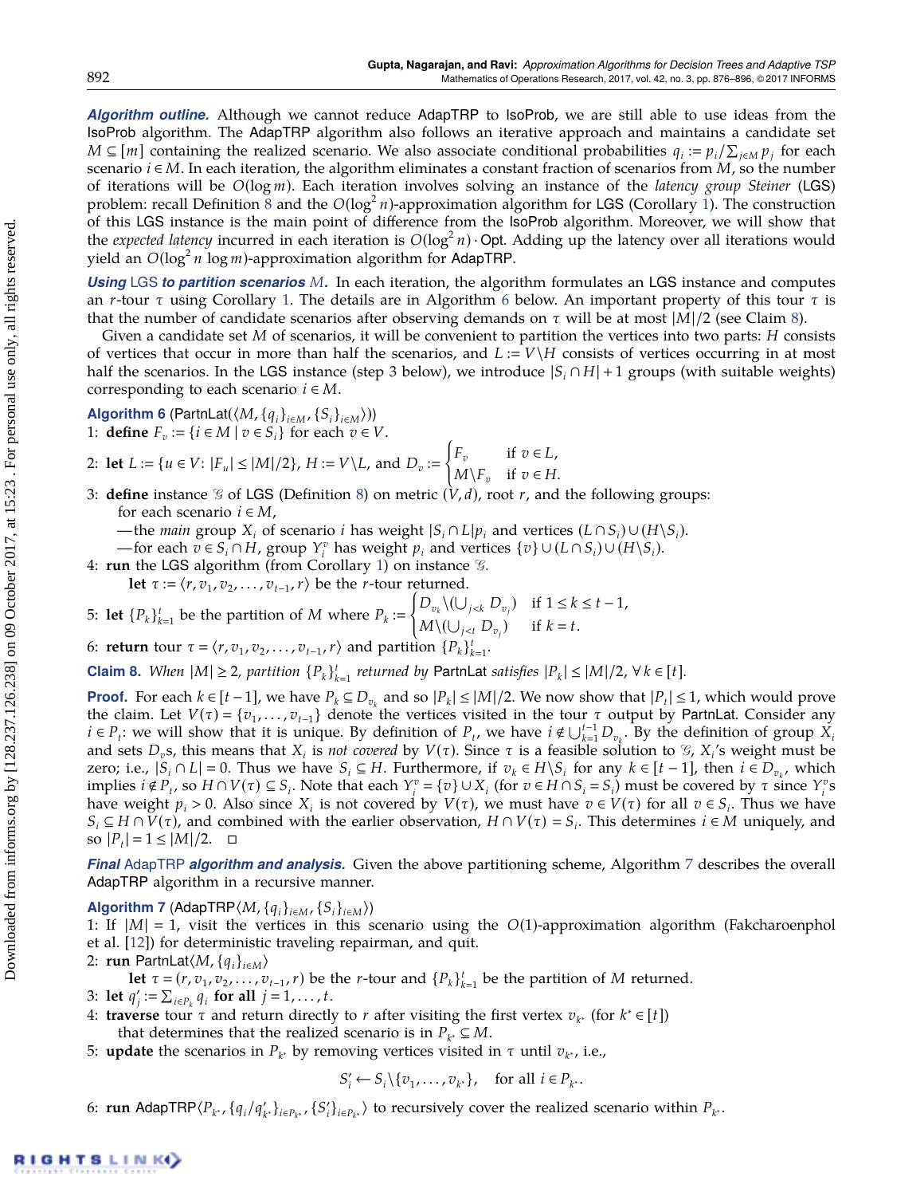***Algorithm outline.*** Although we cannot reduce AdapTRP to IsoProb, we are still able to use ideas from the IsoProb algorithm. The AdapTRP algorithm also follows an iterative approach and maintains a candidate set $M \subseteq [m]$ containing the realized scenario. We also associate conditional probabilities $q_i := p_i / \sum_{j\in M} p_j$ for each scenario $i \in M$. In each iteration, the algorithm eliminates a constant fraction of scenarios from $M$, so the number of iterations will be $O(\log m)$. Each iteration involves solving an instance of the *latency group Steiner* (LGS) problem: recall Definition 8 and the $O(\log^2 n)$-approximation algorithm for LGS (Corollary 1). The construction of this LGS instance is the main point of difference from the IsoProb algorithm. Moreover, we will show that the *expected latency* incurred in each iteration is $O(\log^2 n) \cdot \mathsf{Opt}$. Adding up the latency over all iterations would yield an $O(\log^2 n \log m)$-approximation algorithm for AdapTRP.

***Using LGS to partition scenarios $M$.*** In each iteration, the algorithm formulates an LGS instance and computes an $r$-tour $\tau$ using Corollary 1. The details are in Algorithm 6 below. An important property of this tour $\tau$ is that the number of candidate scenarios after observing demands on $\tau$ will be at most $|M|/2$ (see Claim 8).

Given a candidate set $M$ of scenarios, it will be convenient to partition the vertices into two parts: $H$ consists of vertices that occur in more than half the scenarios, and $L := V \setminus H$ consists of vertices occurring in at most half the scenarios. In the LGS instance (step 3 below), we introduce $|S_i \cap H| + 1$ groups (with suitable weights) corresponding to each scenario $i \in M$.

**Algorithm 6** (PartnLat$(\langle M, \{q_i\}_{i\in M}, \{S_i\}_{i\in M}\rangle)$)

1: **define** $F_v := \{i \in M \mid v \in S_i\}$ for each $v \in V$.

2: **let** $L := \{u \in V\colon |F_u| \le |M|/2\}$, $H := V \setminus L$, and $D_v := \begin{cases} F_v & \text{if } v \in L, \\ M \setminus F_v & \text{if } v \in H. \end{cases}$

3: **define** instance $\mathcal{G}$ of LGS (Definition 8) on metric $(V, d)$, root $r$, and the following groups:
for each scenario $i \in M$,
—the *main* group $X_i$ of scenario $i$ has weight $|S_i \cap L| p_i$ and vertices $(L \cap S_i) \cup (H \setminus S_i)$.
—for each $v \in S_i \cap H$, group $Y_i^v$ has weight $p_i$ and vertices $\{v\} \cup (L \cap S_i) \cup (H \setminus S_i)$.

4: **run** the LGS algorithm (from Corollary 1) on instance $\mathcal{G}$.
**let** $\tau := \langle r, v_1, v_2, \ldots, v_{t-1}, r\rangle$ be the $r$-tour returned.

5: **let** $\{P_k\}_{k=1}^t$ be the partition of $M$ where $P_k := \begin{cases} D_{v_k} \setminus (\bigcup_{j<k} D_{v_j}) & \text{if } 1 \le k \le t-1, \\ M \setminus (\bigcup_{j<t} D_{v_j}) & \text{if } k = t. \end{cases}$

6: **return** tour $\tau = \langle r, v_1, v_2, \ldots, v_{t-1}, r\rangle$ and partition $\{P_k\}_{k=1}^t$.

**Claim 8.** *When $|M| \ge 2$, partition $\{P_k\}_{k=1}^t$ returned by* PartnLat *satisfies $|P_k| \le |M|/2$, $\forall\, k \in [t]$.*

**Proof.** For each $k \in [t-1]$, we have $P_k \subseteq D_{v_k}$ and so $|P_k| \le |M|/2$. We now show that $|P_t| \le 1$, which would prove the claim. Let $V(\tau) = \{v_1, \ldots, v_{t-1}\}$ denote the vertices visited in the tour $\tau$ output by PartnLat. Consider any $i \in P_t$: we will show that it is unique. By definition of $P_t$, we have $i \notin \bigcup_{k=1}^{t-1} D_{v_k}$. By the definition of group $X_i$ and sets $D_v$s, this means that $X_i$ is *not covered* by $V(\tau)$. Since $\tau$ is a feasible solution to $\mathcal{G}$, $X_i$'s weight must be zero; i.e., $|S_i \cap L| = 0$. Thus we have $S_i \subseteq H$. Furthermore, if $v_k \in H \setminus S_i$ for any $k \in [t-1]$, then $i \in D_{v_k}$, which implies $i \notin P_t$, so $H \cap V(\tau) \subseteq S_i$. Note that each $Y_i^v = \{v\} \cup X_i$ (for $v \in H \cap S_i = S_i$) must be covered by $\tau$ since $Y_i^v$s have weight $p_i > 0$. Also since $X_i$ is not covered by $V(\tau)$, we must have $v \in V(\tau)$ for all $v \in S_i$. Thus we have $S_i \subseteq H \cap V(\tau)$, and combined with the earlier observation, $H \cap V(\tau) = S_i$. This determines $i \in M$ uniquely, and so $|P_t| = 1 \le |M|/2$. $\square$

***Final AdapTRP algorithm and analysis.*** Given the above partitioning scheme, Algorithm 7 describes the overall AdapTRP algorithm in a recursive manner.

**Algorithm 7** (AdapTRP$\langle M, \{q_i\}_{i\in M}, \{S_i\}_{i\in M}\rangle$)

1: If $|M| = 1$, visit the vertices in this scenario using the $O(1)$-approximation algorithm (Fakcharoenphol et al. [12]) for deterministic traveling repairman, and quit.

2: **run** PartnLat$\langle M, \{q_i\}_{i\in M}\rangle$
**let** $\tau = (r, v_1, v_2, \ldots, v_{t-1}, r)$ be the $r$-tour and $\{P_k\}_{k=1}^t$ be the partition of $M$ returned.

3: **let** $q'_j := \sum_{i\in P_k} q_i$ **for all** $j = 1, \ldots, t$.

4: **traverse** tour $\tau$ and return directly to $r$ after visiting the first vertex $v_{k^*}$ (for $k^* \in [t]$) that determines that the realized scenario is in $P_{k^*} \subseteq M$.

5: **update** the scenarios in $P_{k^*}$ by removing vertices visited in $\tau$ until $v_{k^*}$, i.e.,

$$S'_i \leftarrow S_i \setminus \{v_1, \ldots, v_{k^*}\}, \quad \text{for all } i \in P_{k^*}.$$

6: **run** AdapTRP$\langle P_{k^*}, \{q_i/q'_{k^*}\}_{i\in P_{k^*}}, \{S'_i\}_{i\in P_{k^*}}\rangle$ to recursively cover the realized scenario within $P_{k^*}$.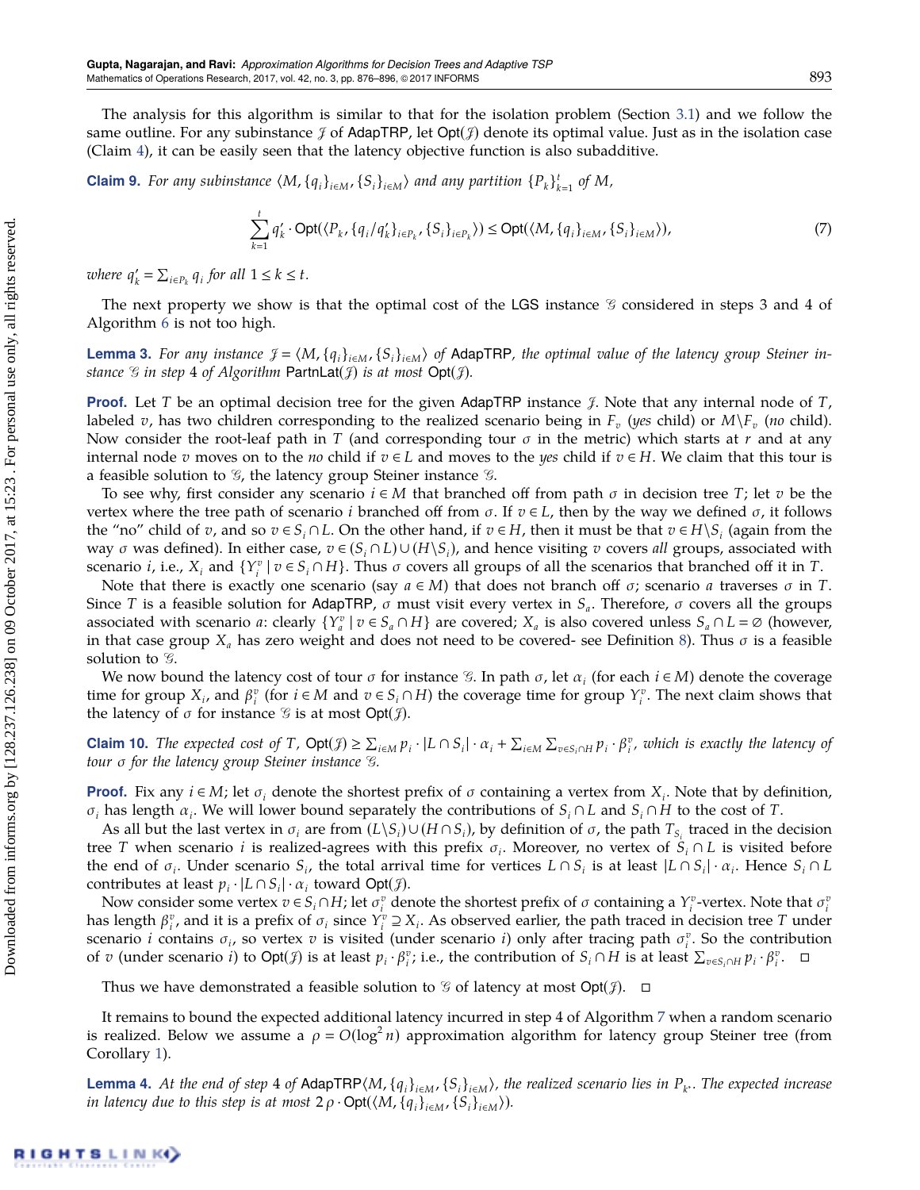The analysis for this algorithm is similar to that for the isolation problem (Section 3.1) and we follow the same outline. For any subinstance $\mathcal{J}$ of AdapTRP, let $\mathsf{Opt}(\mathcal{J})$ denote its optimal value. Just as in the isolation case (Claim 4), it can be easily seen that the latency objective function is also subadditive.

**Claim 9.** *For any subinstance $\langle M, \{q_i\}_{i\in M}, \{S_i\}_{i\in M}\rangle$ and any partition $\{P_k\}_{k=1}^{t}$ of $M$,*

$$\sum_{k=1}^{t} q'_k \cdot \mathsf{Opt}(\langle P_k, \{q_i/q'_k\}_{i\in P_k}, \{S_i\}_{i\in P_k}\rangle) \leq \mathsf{Opt}(\langle M, \{q_i\}_{i\in M}, \{S_i\}_{i\in M}\rangle), \tag{7}$$

*where $q'_k = \sum_{i\in P_k} q_i$ for all $1 \leq k \leq t$.*

The next property we show is that the optimal cost of the LGS instance $\mathcal{G}$ considered in steps 3 and 4 of Algorithm 6 is not too high.

**Lemma 3.** *For any instance $\mathcal{J} = \langle M, \{q_i\}_{i\in M}, \{S_i\}_{i\in M}\rangle$ of AdapTRP, the optimal value of the latency group Steiner instance $\mathcal{G}$ in step 4 of Algorithm PartnLat($\mathcal{J}$) is at most $\mathsf{Opt}(\mathcal{J})$.*

**Proof.** Let $T$ be an optimal decision tree for the given AdapTRP instance $\mathcal{J}$. Note that any internal node of $T$, labeled $v$, has two children corresponding to the realized scenario being in $F_v$ (*yes* child) or $M\backslash F_v$ (*no* child). Now consider the root-leaf path in $T$ (and corresponding tour $\sigma$ in the metric) which starts at $r$ and at any internal node $v$ moves on to the *no* child if $v \in L$ and moves to the *yes* child if $v \in H$. We claim that this tour is a feasible solution to $\mathcal{G}$, the latency group Steiner instance $\mathcal{G}$.

To see why, first consider any scenario $i \in M$ that branched off from path $\sigma$ in decision tree $T$; let $v$ be the vertex where the tree path of scenario $i$ branched off from $\sigma$. If $v \in L$, then by the way we defined $\sigma$, it follows the "no" child of $v$, and so $v \in S_i \cap L$. On the other hand, if $v \in H$, then it must be that $v \in H\backslash S_i$ (again from the way $\sigma$ was defined). In either case, $v \in (S_i \cap L) \cup (H\backslash S_i)$, and hence visiting $v$ covers *all* groups, associated with scenario $i$, i.e., $X_i$ and $\{Y_i^v \mid v \in S_i \cap H\}$. Thus $\sigma$ covers all groups of all the scenarios that branched off it in $T$.

Note that there is exactly one scenario (say $a \in M$) that does not branch off $\sigma$; scenario $a$ traverses $\sigma$ in $T$. Since $T$ is a feasible solution for AdapTRP, $\sigma$ must visit every vertex in $S_a$. Therefore, $\sigma$ covers all the groups associated with scenario $a$: clearly $\{Y_a^v \mid v \in S_a \cap H\}$ are covered; $X_a$ is also covered unless $S_a \cap L = \varnothing$ (however, in that case group $X_a$ has zero weight and does not need to be covered- see Definition 8). Thus $\sigma$ is a feasible solution to $\mathcal{G}$.

We now bound the latency cost of tour $\sigma$ for instance $\mathcal{G}$. In path $\sigma$, let $\alpha_i$ (for each $i \in M$) denote the coverage time for group $X_i$, and $\beta_i^v$ (for $i \in M$ and $v \in S_i \cap H$) the coverage time for group $Y_i^v$. The next claim shows that the latency of $\sigma$ for instance $\mathcal{G}$ is at most $\mathsf{Opt}(\mathcal{J})$.

**Claim 10.** *The expected cost of $T$, $\mathsf{Opt}(\mathcal{J}) \geq \sum_{i\in M} p_i \cdot |L \cap S_i| \cdot \alpha_i + \sum_{i\in M}\sum_{v\in S_i\cap H} p_i \cdot \beta_i^v$, which is exactly the latency of tour $\sigma$ for the latency group Steiner instance $\mathcal{G}$.*

**Proof.** Fix any $i \in M$; let $\sigma_i$ denote the shortest prefix of $\sigma$ containing a vertex from $X_i$. Note that by definition, $\sigma_i$ has length $\alpha_i$. We will lower bound separately the contributions of $S_i \cap L$ and $S_i \cap H$ to the cost of $T$.

As all but the last vertex in $\sigma_i$ are from $(L\backslash S_i) \cup (H \cap S_i)$, by definition of $\sigma$, the path $T_{S_i}$ traced in the decision tree $T$ when scenario $i$ is realized-agrees with this prefix $\sigma_i$. Moreover, no vertex of $S_i \cap L$ is visited before the end of $\sigma_i$. Under scenario $S_i$, the total arrival time for vertices $L \cap S_i$ is at least $|L \cap S_i| \cdot \alpha_i$. Hence $S_i \cap L$ contributes at least $p_i \cdot |L \cap S_i| \cdot \alpha_i$ toward $\mathsf{Opt}(\mathcal{J})$.

Now consider some vertex $v \in S_i \cap H$; let $\sigma_i^v$ denote the shortest prefix of $\sigma$ containing a $Y_i^v$-vertex. Note that $\sigma_i^v$ has length $\beta_i^v$, and it is a prefix of $\sigma_i$ since $Y_i^v \supseteq X_i$. As observed earlier, the path traced in decision tree $T$ under scenario $i$ contains $\sigma_i$, so vertex $v$ is visited (under scenario $i$) only after tracing path $\sigma_i^v$. So the contribution of $v$ (under scenario $i$) to $\mathsf{Opt}(\mathcal{J})$ is at least $p_i \cdot \beta_i^v$; i.e., the contribution of $S_i \cap H$ is at least $\sum_{v\in S_i\cap H} p_i \cdot \beta_i^v$. $\square$

Thus we have demonstrated a feasible solution to $\mathcal{G}$ of latency at most $\mathsf{Opt}(\mathcal{J})$. $\square$

It remains to bound the expected additional latency incurred in step 4 of Algorithm 7 when a random scenario is realized. Below we assume a $\rho = O(\log^2 n)$ approximation algorithm for latency group Steiner tree (from Corollary 1).

**Lemma 4.** *At the end of step 4 of AdapTRP$\langle M, \{q_i\}_{i\in M}, \{S_i\}_{i\in M}\rangle$, the realized scenario lies in $P_{k^*}$. The expected increase in latency due to this step is at most $2\rho \cdot \mathsf{Opt}(\langle M, \{q_i\}_{i\in M}, \{S_i\}_{i\in M}\rangle)$.*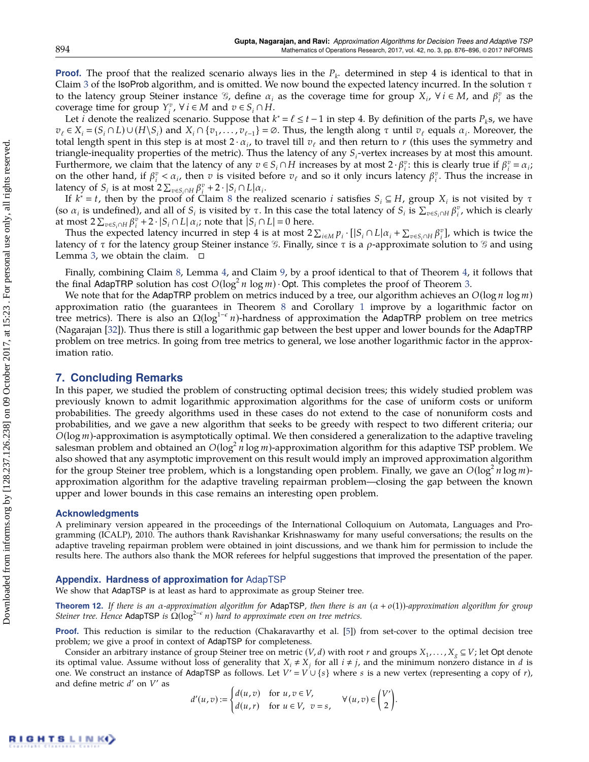**Proof.** The proof that the realized scenario always lies in the $P_{k^*}$ determined in step 4 is identical to that in Claim 3 of the IsoProb algorithm, and is omitted. We now bound the expected latency incurred. In the solution $\tau$ to the latency group Steiner instance $\mathcal{G}$, define $\alpha_i$ as the coverage time for group $X_i$, $\forall\, i \in M$, and $\beta_i^v$ as the coverage time for group $Y_i^v$, $\forall\, i \in M$ and $v \in S_i \cap H$.

Let $i$ denote the realized scenario. Suppose that $k^* = \ell \le t-1$ in step 4. By definition of the parts $P_k$s, we have $v_\ell \in X_i = (S_i \cap L) \cup (H \setminus S_i)$ and $X_i \cap \{v_1, \ldots, v_{\ell-1}\} = \varnothing$. Thus, the length along $\tau$ until $v_\ell$ equals $\alpha_i$. Moreover, the total length spent in this step is at most $2 \cdot \alpha_i$, to travel till $v_\ell$ and then return to $r$ (this uses the symmetry and triangle-inequality properties of the metric). Thus the latency of any $S_i$-vertex increases by at most this amount. Furthermore, we claim that the latency of any $v \in S_i \cap H$ increases by at most $2 \cdot \beta_i^v$: this is clearly true if $\beta_i^v = \alpha_i$; on the other hand, if $\beta_i^v < \alpha_i$, then $v$ is visited before $v_\ell$ and so it only incurs latency $\beta_i^v$. Thus the increase in latency of $S_i$ is at most $2\sum_{v \in S_i \cap H} \beta_i^v + 2 \cdot |S_i \cap L| \alpha_i$.

If $k^* = t$, then by the proof of Claim 8 the realized scenario $i$ satisfies $S_i \subseteq H$, group $X_i$ is not visited by $\tau$ (so $\alpha_i$ is undefined), and all of $S_i$ is visited by $\tau$. In this case the total latency of $S_i$ is $\sum_{v \in S_i \cap H} \beta_i^v$, which is clearly at most $2\sum_{v \in S_i \cap H} \beta_i^v + 2 \cdot |S_i \cap L| \alpha_i$; note that $|S_i \cap L| = 0$ here.

Thus the expected latency incurred in step 4 is at most $2\sum_{i \in M} p_i \cdot [|S_i \cap L| \alpha_i + \sum_{v \in S_i \cap H} \beta_i^v]$, which is twice the latency of $\tau$ for the latency group Steiner instance $\mathcal{G}$. Finally, since $\tau$ is a $\rho$-approximate solution to $\mathcal{G}$ and using Lemma 3, we obtain the claim. □

Finally, combining Claim 8, Lemma 4, and Claim 9, by a proof identical to that of Theorem 4, it follows that the final AdapTRP solution has cost $O(\log^2 n \log m) \cdot \mathsf{Opt}$. This completes the proof of Theorem 3.

We note that for the AdapTRP problem on metrics induced by a tree, our algorithm achieves an $O(\log n \log m)$ approximation ratio (the guarantees in Theorem 8 and Corollary 1 improve by a logarithmic factor on tree metrics). There is also an $\Omega(\log^{1-\epsilon} n)$-hardness of approximation the AdapTRP problem on tree metrics (Nagarajan [32]). Thus there is still a logarithmic gap between the best upper and lower bounds for the AdapTRP problem on tree metrics. In going from tree metrics to general, we lose another logarithmic factor in the approximation ratio.

## 7. Concluding Remarks

In this paper, we studied the problem of constructing optimal decision trees; this widely studied problem was previously known to admit logarithmic approximation algorithms for the case of uniform costs or uniform probabilities. The greedy algorithms used in these cases do not extend to the case of nonuniform costs and probabilities, and we gave a new algorithm that seeks to be greedy with respect to two different criteria; our $O(\log m)$-approximation is asymptotically optimal. We then considered a generalization to the adaptive traveling salesman problem and obtained an $O(\log^2 n \log m)$-approximation algorithm for this adaptive TSP problem. We also showed that any asymptotic improvement on this result would imply an improved approximation algorithm for the group Steiner tree problem, which is a longstanding open problem. Finally, we gave an $O(\log^2 n \log m)$-approximation algorithm for the adaptive traveling repairman problem—closing the gap between the known upper and lower bounds in this case remains an interesting open problem.

### Acknowledgments

A preliminary version appeared in the proceedings of the International Colloquium on Automata, Languages and Programming (ICALP), 2010. The authors thank Ravishankar Krishnaswamy for many useful conversations; the results on the adaptive traveling repairman problem were obtained in joint discussions, and we thank him for permission to include the results here. The authors also thank the MOR referees for helpful suggestions that improved the presentation of the paper.

### Appendix. Hardness of approximation for AdapTSP

We show that AdapTSP is at least as hard to approximate as group Steiner tree.

**Theorem 12.** *If there is an $\alpha$-approximation algorithm for* AdapTSP*, then there is an $(\alpha + o(1))$-approximation algorithm for group Steiner tree. Hence* AdapTSP *is $\Omega(\log^{2-\epsilon} n)$ hard to approximate even on tree metrics.*

**Proof.** This reduction is similar to the reduction (Chakaravarthy et al. [5]) from set-cover to the optimal decision tree problem; we give a proof in context of AdapTSP for completeness.

Consider an arbitrary instance of group Steiner tree on metric $(V, d)$ with root $r$ and groups $X_1, \ldots, X_g \subseteq V$; let $\mathsf{Opt}$ denote its optimal value. Assume without loss of generality that $X_i \ne X_j$ for all $i \ne j$, and the minimum nonzero distance in $d$ is one. We construct an instance of AdapTSP as follows. Let $V' = V \cup \{s\}$ where $s$ is a new vertex (representing a copy of $r$), and define metric $d'$ on $V'$ as

$$d'(u,v) := \begin{cases} d(u,v) & \text{for } u, v \in V, \\ d(u,r) & \text{for } u \in V, \ \ v = s, \end{cases} \qquad \forall\, (u,v) \in \binom{V'}{2}.$$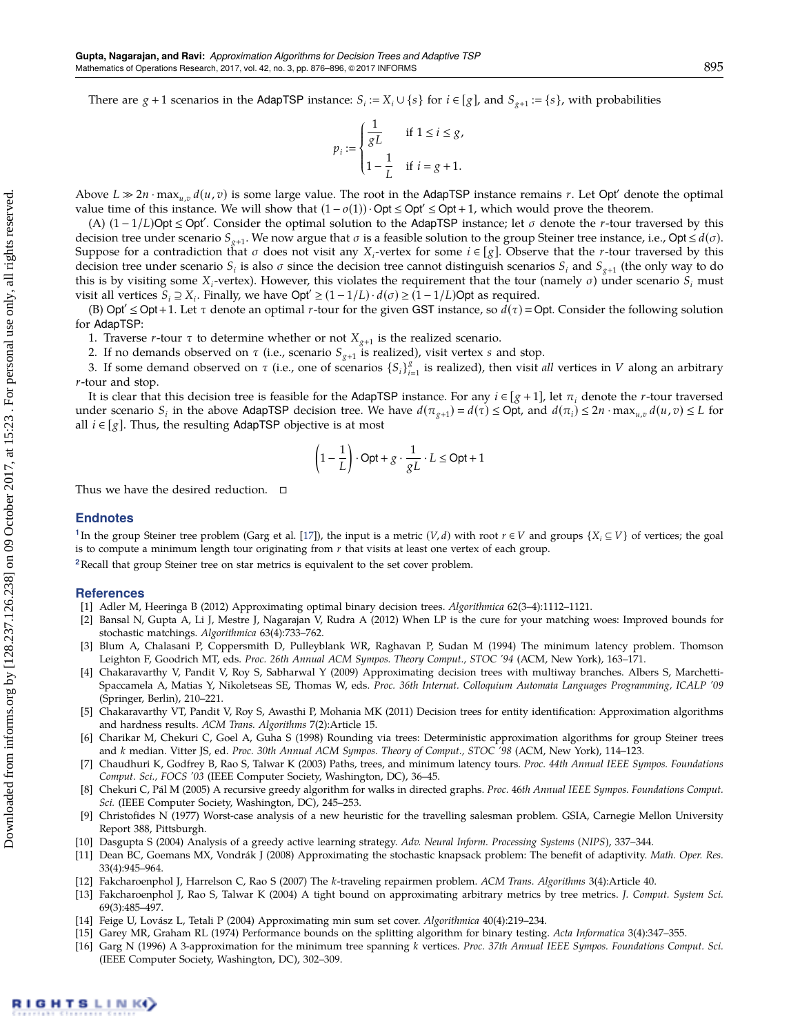There are $g+1$ scenarios in the AdapTSP instance: $S_i := X_i \cup \{s\}$ for $i \in [g]$, and $S_{g+1} := \{s\}$, with probabilities

$$p_i := \begin{cases} \dfrac{1}{gL} & \text{if } 1 \le i \le g, \\ 1 - \dfrac{1}{L} & \text{if } i = g+1. \end{cases}$$

Above $L \gg 2n \cdot \max_{u,v} d(u,v)$ is some large value. The root in the AdapTSP instance remains $r$. Let $\mathsf{Opt}'$ denote the optimal value time of this instance. We will show that $(1-o(1)) \cdot \mathsf{Opt} \le \mathsf{Opt}' \le \mathsf{Opt}+1$, which would prove the theorem.

(A) $(1-1/L)\mathsf{Opt} \le \mathsf{Opt}'$. Consider the optimal solution to the AdapTSP instance; let $\sigma$ denote the $r$-tour traversed by this decision tree under scenario $S_{g+1}$. We now argue that $\sigma$ is a feasible solution to the group Steiner tree instance, i.e., $\mathsf{Opt} \le d(\sigma)$. Suppose for a contradiction that $\sigma$ does not visit any $X_i$-vertex for some $i \in [g]$. Observe that the $r$-tour traversed by this decision tree under scenario $S_i$ is also $\sigma$ since the decision tree cannot distinguish scenarios $S_i$ and $S_{g+1}$ (the only way to do this is by visiting some $X_i$-vertex). However, this violates the requirement that the tour (namely $\sigma$) under scenario $S_i$ must visit all vertices $S_i \supseteq X_i$. Finally, we have $\mathsf{Opt}' \ge (1-1/L) \cdot d(\sigma) \ge (1-1/L)\mathsf{Opt}$ as required.

(B) $\mathsf{Opt}' \le \mathsf{Opt}+1$. Let $\tau$ denote an optimal $r$-tour for the given GST instance, so $d(\tau) = \mathsf{Opt}$. Consider the following solution for AdapTSP:

1. Traverse $r$-tour $\tau$ to determine whether or not $X_{g+1}$ is the realized scenario.
2. If no demands observed on $\tau$ (i.e., scenario $S_{g+1}$ is realized), visit vertex $s$ and stop.
3. If some demand observed on $\tau$ (i.e., one of scenarios $\{S_i\}_{i=1}^{g}$ is realized), then visit *all* vertices in $V$ along an arbitrary $r$-tour and stop.

It is clear that this decision tree is feasible for the AdapTSP instance. For any $i \in [g+1]$, let $\pi_i$ denote the $r$-tour traversed under scenario $S_i$ in the above AdapTSP decision tree. We have $d(\pi_{g+1}) = d(\tau) \le \mathsf{Opt}$, and $d(\pi_i) \le 2n \cdot \max_{u,v} d(u,v) \le L$ for all $i \in [g]$. Thus, the resulting AdapTSP objective is at most

$$\left(1 - \frac{1}{L}\right) \cdot \mathsf{Opt} + g \cdot \frac{1}{gL} \cdot L \le \mathsf{Opt} + 1$$

Thus we have the desired reduction. □

## Endnotes

[1] In the group Steiner tree problem (Garg et al. [17]), the input is a metric $(V, d)$ with root $r \in V$ and groups $\{X_i \subseteq V\}$ of vertices; the goal is to compute a minimum length tour originating from $r$ that visits at least one vertex of each group.

[2] Recall that group Steiner tree on star metrics is equivalent to the set cover problem.

## References

[1] Adler M, Heeringa B (2012) Approximating optimal binary decision trees. *Algorithmica* 62(3–4):1112–1121.

[2] Bansal N, Gupta A, Li J, Mestre J, Nagarajan V, Rudra A (2012) When LP is the cure for your matching woes: Improved bounds for stochastic matchings. *Algorithmica* 63(4):733–762.

[3] Blum A, Chalasani P, Coppersmith D, Pulleyblank WR, Raghavan P, Sudan M (1994) The minimum latency problem. Thomson Leighton F, Goodrich MT, eds. *Proc. 26th Annual ACM Sympos. Theory Comput., STOC '94* (ACM, New York), 163–171.

[4] Chakaravarthy V, Pandit V, Roy S, Sabharwal Y (2009) Approximating decision trees with multiway branches. Albers S, Marchetti-Spaccamela A, Matias Y, Nikoletseas SE, Thomas W, eds. *Proc. 36th Internat. Colloquium Automata Languages Programming, ICALP '09* (Springer, Berlin), 210–221.

[5] Chakaravarthy VT, Pandit V, Roy S, Awasthi P, Mohania MK (2011) Decision trees for entity identification: Approximation algorithms and hardness results. *ACM Trans. Algorithms* 7(2):Article 15.

[6] Charikar M, Chekuri C, Goel A, Guha S (1998) Rounding via trees: Deterministic approximation algorithms for group Steiner trees and *k* median. Vitter JS, ed. *Proc. 30th Annual ACM Sympos. Theory of Comput., STOC '98* (ACM, New York), 114–123.

[7] Chaudhuri K, Godfrey B, Rao S, Talwar K (2003) Paths, trees, and minimum latency tours. *Proc. 44th Annual IEEE Sympos. Foundations Comput. Sci., FOCS '03* (IEEE Computer Society, Washington, DC), 36–45.

[8] Chekuri C, Pál M (2005) A recursive greedy algorithm for walks in directed graphs. *Proc. 46th Annual IEEE Sympos. Foundations Comput. Sci.* (IEEE Computer Society, Washington, DC), 245–253.

[9] Christofides N (1977) Worst-case analysis of a new heuristic for the travelling salesman problem. GSIA, Carnegie Mellon University Report 388, Pittsburgh.

[10] Dasgupta S (2004) Analysis of a greedy active learning strategy. *Adv. Neural Inform. Processing Systems* (*NIPS*), 337–344.

[11] Dean BC, Goemans MX, Vondrák J (2008) Approximating the stochastic knapsack problem: The benefit of adaptivity. *Math. Oper. Res.* 33(4):945–964.

[12] Fakcharoenphol J, Harrelson C, Rao S (2007) The *k*-traveling repairmen problem. *ACM Trans. Algorithms* 3(4):Article 40.

[13] Fakcharoenphol J, Rao S, Talwar K (2004) A tight bound on approximating arbitrary metrics by tree metrics. *J. Comput. System Sci.* 69(3):485–497.

[14] Feige U, Lovász L, Tetali P (2004) Approximating min sum set cover. *Algorithmica* 40(4):219–234.

[15] Garey MR, Graham RL (1974) Performance bounds on the splitting algorithm for binary testing. *Acta Informatica* 3(4):347–355.

[16] Garg N (1996) A 3-approximation for the minimum tree spanning *k* vertices. *Proc. 37th Annual IEEE Sympos. Foundations Comput. Sci.* (IEEE Computer Society, Washington, DC), 302–309.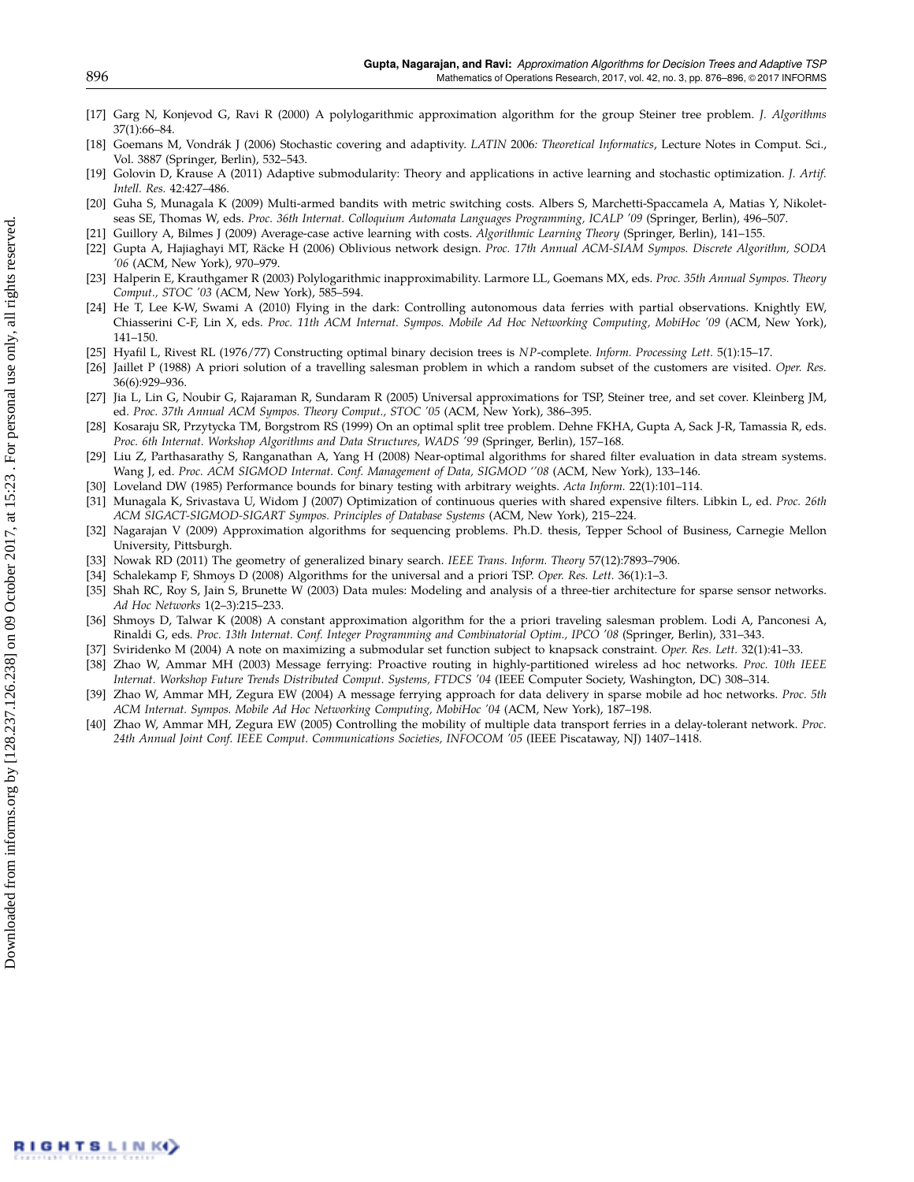[17] Garg N, Konjevod G, Ravi R (2000) A polylogarithmic approximation algorithm for the group Steiner tree problem. *J. Algorithms* 37(1):66–84.

[18] Goemans M, Vondrák J (2006) Stochastic covering and adaptivity. *LATIN* 2006*: Theoretical Informatics*, Lecture Notes in Comput. Sci., Vol. 3887 (Springer, Berlin), 532–543.

[19] Golovin D, Krause A (2011) Adaptive submodularity: Theory and applications in active learning and stochastic optimization. *J. Artif. Intell. Res.* 42:427–486.

[20] Guha S, Munagala K (2009) Multi-armed bandits with metric switching costs. Albers S, Marchetti-Spaccamela A, Matias Y, Nikoletseas SE, Thomas W, eds. *Proc. 36th Internat. Colloquium Automata Languages Programming, ICALP '09* (Springer, Berlin), 496–507.

[21] Guillory A, Bilmes J (2009) Average-case active learning with costs. *Algorithmic Learning Theory* (Springer, Berlin), 141–155.

[22] Gupta A, Hajiaghayi MT, Räcke H (2006) Oblivious network design. *Proc. 17th Annual ACM-SIAM Sympos. Discrete Algorithm, SODA '06* (ACM, New York), 970–979.

[23] Halperin E, Krauthgamer R (2003) Polylogarithmic inapproximability. Larmore LL, Goemans MX, eds. *Proc. 35th Annual Sympos. Theory Comput., STOC '03* (ACM, New York), 585–594.

[24] He T, Lee K-W, Swami A (2010) Flying in the dark: Controlling autonomous data ferries with partial observations. Knightly EW, Chiasserini C-F, Lin X, eds. *Proc. 11th ACM Internat. Sympos. Mobile Ad Hoc Networking Computing, MobiHoc '09* (ACM, New York), 141–150.

[25] Hyafil L, Rivest RL (1976/77) Constructing optimal binary decision trees is *NP*-complete. *Inform. Processing Lett.* 5(1):15–17.

[26] Jaillet P (1988) A priori solution of a travelling salesman problem in which a random subset of the customers are visited. *Oper. Res.* 36(6):929–936.

[27] Jia L, Lin G, Noubir G, Rajaraman R, Sundaram R (2005) Universal approximations for TSP, Steiner tree, and set cover. Kleinberg JM, ed. *Proc. 37th Annual ACM Sympos. Theory Comput., STOC '05* (ACM, New York), 386–395.

[28] Kosaraju SR, Przytycka TM, Borgstrom RS (1999) On an optimal split tree problem. Dehne FKHA, Gupta A, Sack J-R, Tamassia R, eds. *Proc. 6th Internat. Workshop Algorithms and Data Structures, WADS '99* (Springer, Berlin), 157–168.

[29] Liu Z, Parthasarathy S, Ranganathan A, Yang H (2008) Near-optimal algorithms for shared filter evaluation in data stream systems. Wang J, ed. *Proc. ACM SIGMOD Internat. Conf. Management of Data, SIGMOD ''08* (ACM, New York), 133–146.

[30] Loveland DW (1985) Performance bounds for binary testing with arbitrary weights. *Acta Inform.* 22(1):101–114.

[31] Munagala K, Srivastava U, Widom J (2007) Optimization of continuous queries with shared expensive filters. Libkin L, ed. *Proc. 26th ACM SIGACT-SIGMOD-SIGART Sympos. Principles of Database Systems* (ACM, New York), 215–224.

[32] Nagarajan V (2009) Approximation algorithms for sequencing problems. Ph.D. thesis, Tepper School of Business, Carnegie Mellon University, Pittsburgh.

[33] Nowak RD (2011) The geometry of generalized binary search. *IEEE Trans. Inform. Theory* 57(12):7893–7906.

[34] Schalekamp F, Shmoys D (2008) Algorithms for the universal and a priori TSP. *Oper. Res. Lett.* 36(1):1–3.

[35] Shah RC, Roy S, Jain S, Brunette W (2003) Data mules: Modeling and analysis of a three-tier architecture for sparse sensor networks. *Ad Hoc Networks* 1(2–3):215–233.

[36] Shmoys D, Talwar K (2008) A constant approximation algorithm for the a priori traveling salesman problem. Lodi A, Panconesi A, Rinaldi G, eds. *Proc. 13th Internat. Conf. Integer Programming and Combinatorial Optim., IPCO '08* (Springer, Berlin), 331–343.

[37] Sviridenko M (2004) A note on maximizing a submodular set function subject to knapsack constraint. *Oper. Res. Lett.* 32(1):41–33.

[38] Zhao W, Ammar MH (2003) Message ferrying: Proactive routing in highly-partitioned wireless ad hoc networks. *Proc. 10th IEEE Internat. Workshop Future Trends Distributed Comput. Systems, FTDCS '04* (IEEE Computer Society, Washington, DC) 308–314.

[39] Zhao W, Ammar MH, Zegura EW (2004) A message ferrying approach for data delivery in sparse mobile ad hoc networks. *Proc. 5th ACM Internat. Sympos. Mobile Ad Hoc Networking Computing, MobiHoc '04* (ACM, New York), 187–198.

[40] Zhao W, Ammar MH, Zegura EW (2005) Controlling the mobility of multiple data transport ferries in a delay-tolerant network. *Proc. 24th Annual Joint Conf. IEEE Comput. Communications Societies, INFOCOM '05* (IEEE Piscataway, NJ) 1407–1418.